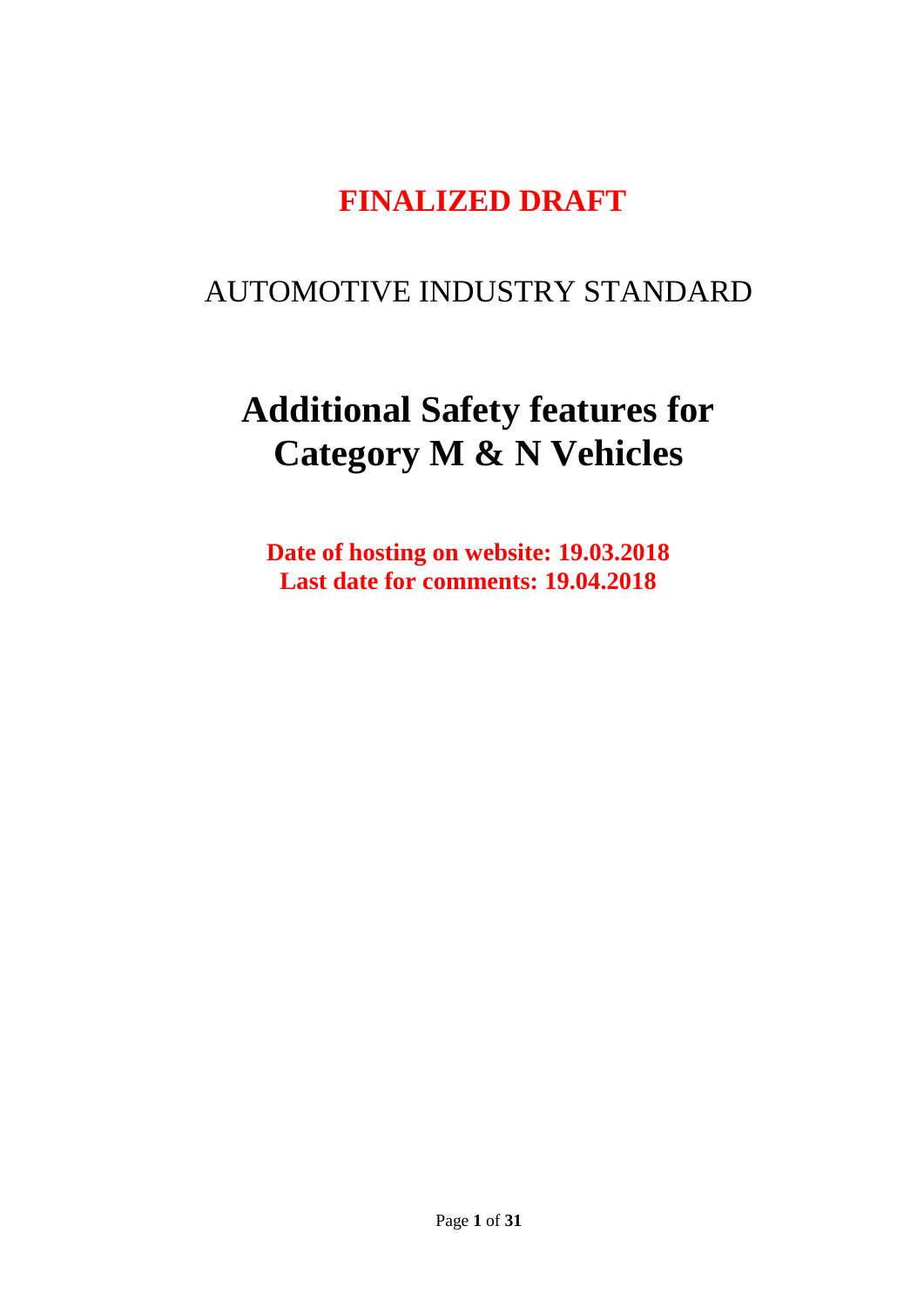**FINALIZED DRAFT**

AUTOMOTIVE INDUSTRY STANDARD

# Additional Safety features for Category M & N Vehicles

**Date of hosting on website: 19.03.2018**
**Last date for comments: 19.04.2018**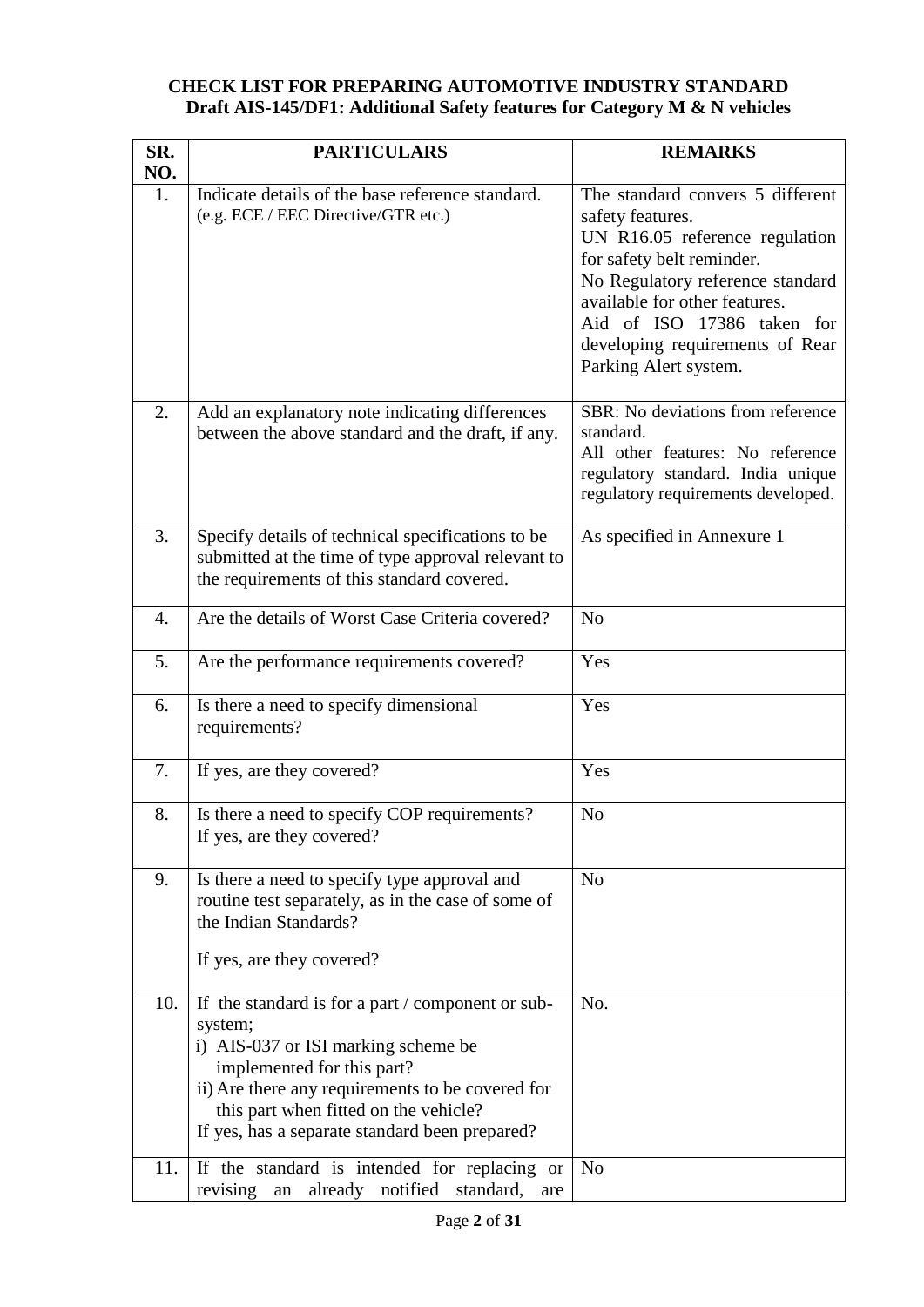**CHECK LIST FOR PREPARING AUTOMOTIVE INDUSTRY STANDARD**
**Draft AIS-145/DF1: Additional Safety features for Category M & N vehicles**

| SR. NO. | PARTICULARS | REMARKS |
|---|---|---|
| 1. | Indicate details of the base reference standard. (e.g. ECE / EEC Directive/GTR etc.) | The standard convers 5 different safety features.<br>UN R16.05 reference regulation for safety belt reminder.<br>No Regulatory reference standard available for other features.<br>Aid of ISO 17386 taken for developing requirements of Rear Parking Alert system. |
| 2. | Add an explanatory note indicating differences between the above standard and the draft, if any. | SBR: No deviations from reference standard.<br>All other features: No reference regulatory standard. India unique regulatory requirements developed. |
| 3. | Specify details of technical specifications to be submitted at the time of type approval relevant to the requirements of this standard covered. | As specified in Annexure 1 |
| 4. | Are the details of Worst Case Criteria covered? | No |
| 5. | Are the performance requirements covered? | Yes |
| 6. | Is there a need to specify dimensional requirements? | Yes |
| 7. | If yes, are they covered? | Yes |
| 8. | Is there a need to specify COP requirements?<br>If yes, are they covered? | No |
| 9. | Is there a need to specify type approval and routine test separately, as in the case of some of the Indian Standards?<br>If yes, are they covered? | No |
| 10. | If the standard is for a part / component or sub-system;<br>i) AIS-037 or ISI marking scheme be implemented for this part?<br>ii) Are there any requirements to be covered for this part when fitted on the vehicle?<br>If yes, has a separate standard been prepared? | No. |
| 11. | If the standard is intended for replacing or revising an already notified standard, are | No |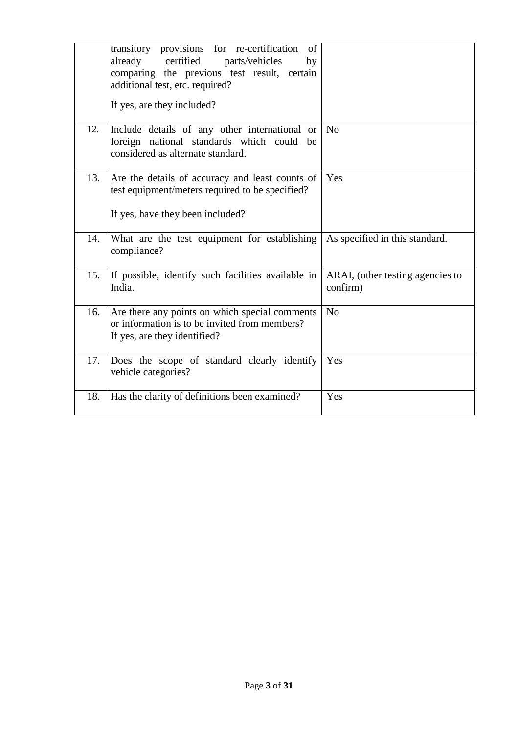|  |  |  |
|---|---|---|
|  | transitory provisions for re-certification of already certified parts/vehicles by comparing the previous test result, certain additional test, etc. required?<br><br>If yes, are they included? |  |
| 12. | Include details of any other international or foreign national standards which could be considered as alternate standard. | No |
| 13. | Are the details of accuracy and least counts of test equipment/meters required to be specified?<br><br>If yes, have they been included? | Yes |
| 14. | What are the test equipment for establishing compliance? | As specified in this standard. |
| 15. | If possible, identify such facilities available in India. | ARAI, (other testing agencies to confirm) |
| 16. | Are there any points on which special comments or information is to be invited from members?<br>If yes, are they identified? | No |
| 17. | Does the scope of standard clearly identify vehicle categories? | Yes |
| 18. | Has the clarity of definitions been examined? | Yes |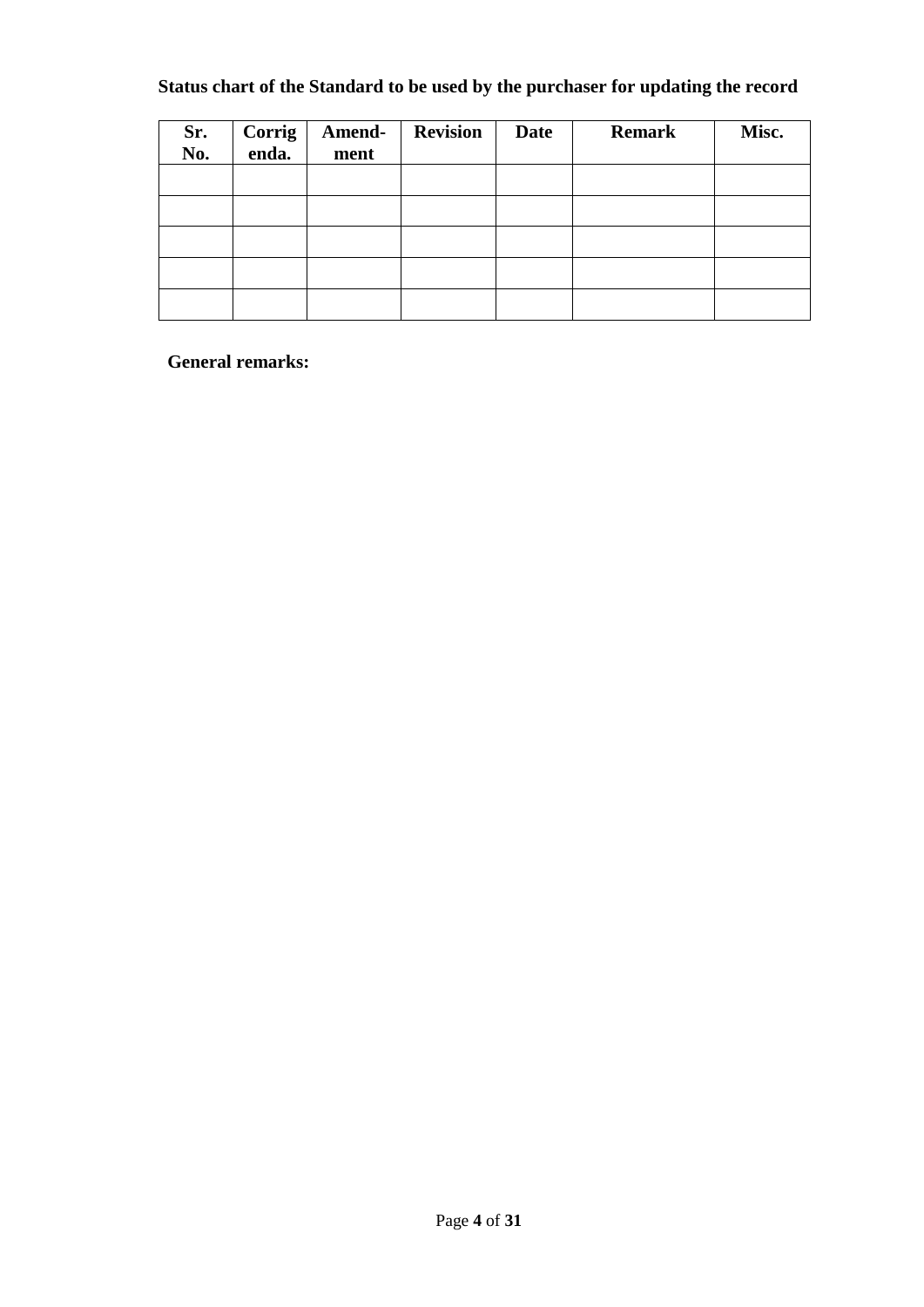**Status chart of the Standard to be used by the purchaser for updating the record**

| Sr. No. | Corrigenda. | Amend-ment | Revision | Date | Remark | Misc. |
|---|---|---|---|---|---|---|
| | | | | | | |
| | | | | | | |
| | | | | | | |
| | | | | | | |
| | | | | | | |

**General remarks:**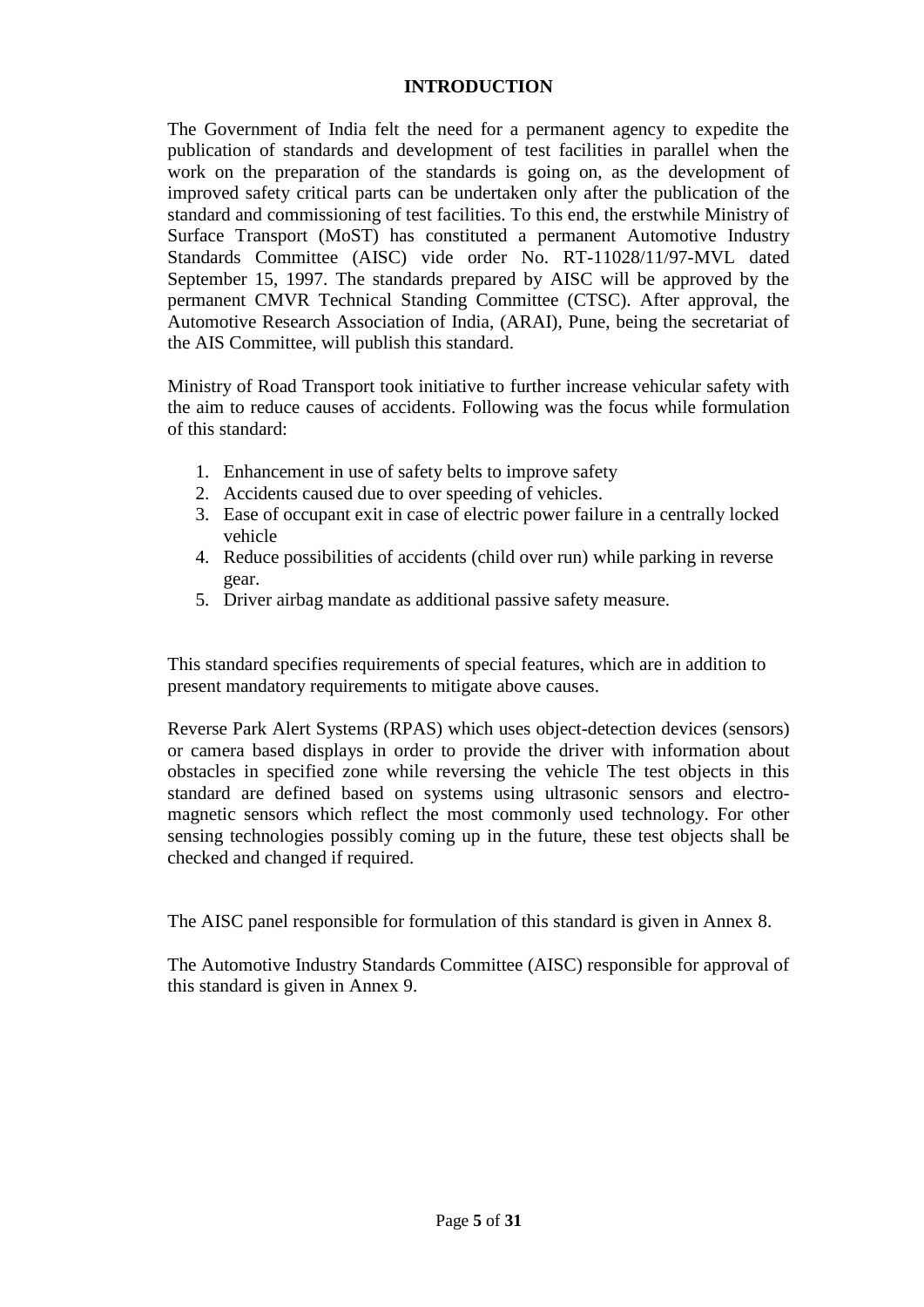# INTRODUCTION

The Government of India felt the need for a permanent agency to expedite the publication of standards and development of test facilities in parallel when the work on the preparation of the standards is going on, as the development of improved safety critical parts can be undertaken only after the publication of the standard and commissioning of test facilities. To this end, the erstwhile Ministry of Surface Transport (MoST) has constituted a permanent Automotive Industry Standards Committee (AISC) vide order No. RT-11028/11/97-MVL dated September 15, 1997. The standards prepared by AISC will be approved by the permanent CMVR Technical Standing Committee (CTSC). After approval, the Automotive Research Association of India, (ARAI), Pune, being the secretariat of the AIS Committee, will publish this standard.

Ministry of Road Transport took initiative to further increase vehicular safety with the aim to reduce causes of accidents. Following was the focus while formulation of this standard:

1. Enhancement in use of safety belts to improve safety
2. Accidents caused due to over speeding of vehicles.
3. Ease of occupant exit in case of electric power failure in a centrally locked vehicle
4. Reduce possibilities of accidents (child over run) while parking in reverse gear.
5. Driver airbag mandate as additional passive safety measure.

This standard specifies requirements of special features, which are in addition to present mandatory requirements to mitigate above causes.

Reverse Park Alert Systems (RPAS) which uses object-detection devices (sensors) or camera based displays in order to provide the driver with information about obstacles in specified zone while reversing the vehicle The test objects in this standard are defined based on systems using ultrasonic sensors and electro-magnetic sensors which reflect the most commonly used technology. For other sensing technologies possibly coming up in the future, these test objects shall be checked and changed if required.

The AISC panel responsible for formulation of this standard is given in Annex 8.

The Automotive Industry Standards Committee (AISC) responsible for approval of this standard is given in Annex 9.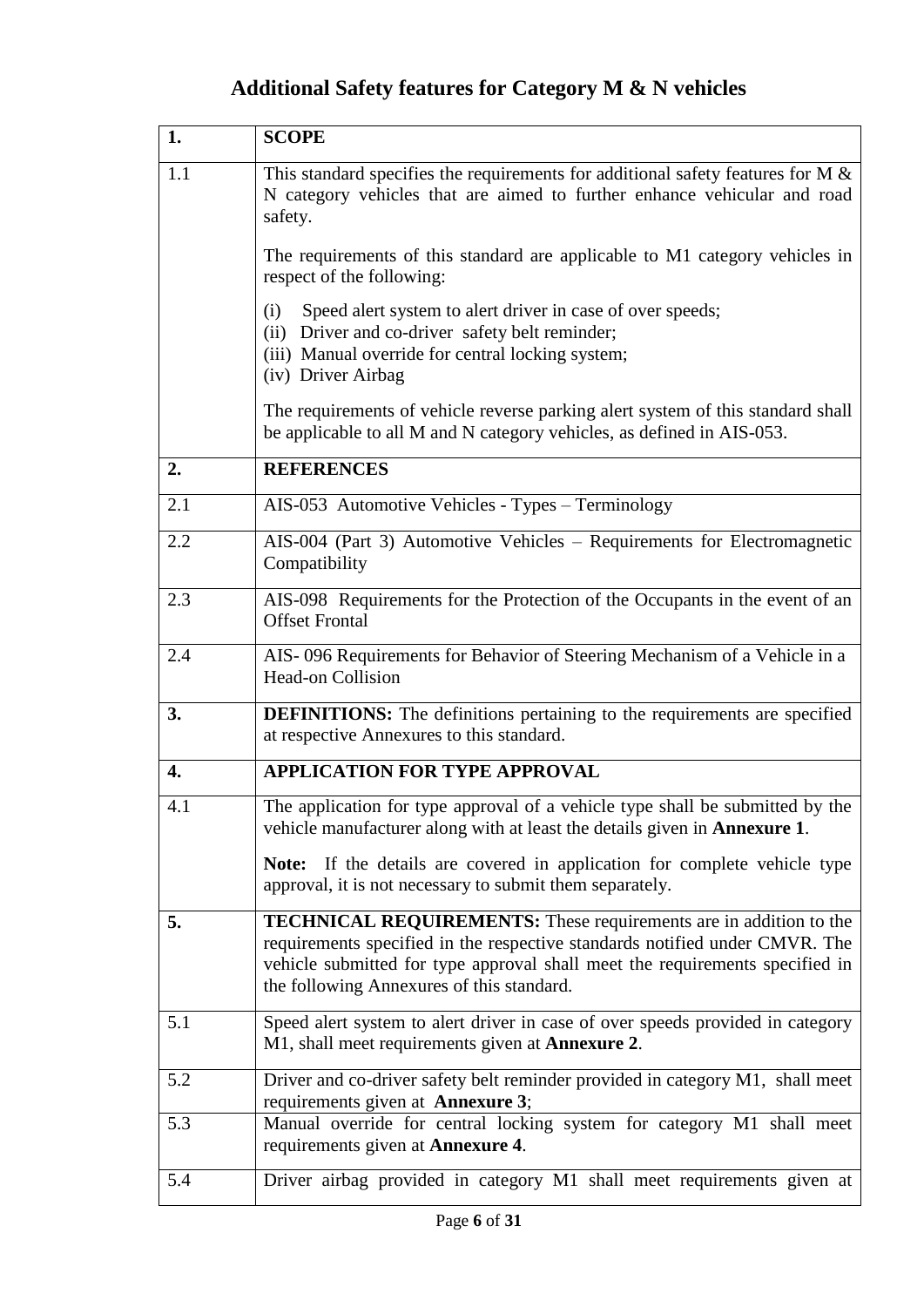# Additional Safety features for Category M & N vehicles

| 1. | **SCOPE** |
|---|---|
| 1.1 | This standard specifies the requirements for additional safety features for M & N category vehicles that are aimed to further enhance vehicular and road safety.<br><br>The requirements of this standard are applicable to M1 category vehicles in respect of the following:<br><br>(i) Speed alert system to alert driver in case of over speeds;<br>(ii) Driver and co-driver safety belt reminder;<br>(iii) Manual override for central locking system;<br>(iv) Driver Airbag<br><br>The requirements of vehicle reverse parking alert system of this standard shall be applicable to all M and N category vehicles, as defined in AIS-053. |
| **2.** | **REFERENCES** |
| 2.1 | AIS-053 Automotive Vehicles - Types – Terminology |
| 2.2 | AIS-004 (Part 3) Automotive Vehicles – Requirements for Electromagnetic Compatibility |
| 2.3 | AIS-098 Requirements for the Protection of the Occupants in the event of an Offset Frontal |
| 2.4 | AIS- 096 Requirements for Behavior of Steering Mechanism of a Vehicle in a Head-on Collision |
| **3.** | **DEFINITIONS:** The definitions pertaining to the requirements are specified at respective Annexures to this standard. |
| **4.** | **APPLICATION FOR TYPE APPROVAL** |
| 4.1 | The application for type approval of a vehicle type shall be submitted by the vehicle manufacturer along with at least the details given in **Annexure 1**.<br><br>**Note:** If the details are covered in application for complete vehicle type approval, it is not necessary to submit them separately. |
| **5.** | **TECHNICAL REQUIREMENTS:** These requirements are in addition to the requirements specified in the respective standards notified under CMVR. The vehicle submitted for type approval shall meet the requirements specified in the following Annexures of this standard. |
| 5.1 | Speed alert system to alert driver in case of over speeds provided in category M1, shall meet requirements given at **Annexure 2**. |
| 5.2 | Driver and co-driver safety belt reminder provided in category M1, shall meet requirements given at **Annexure 3**; |
| 5.3 | Manual override for central locking system for category M1 shall meet requirements given at **Annexure 4**. |
| 5.4 | Driver airbag provided in category M1 shall meet requirements given at |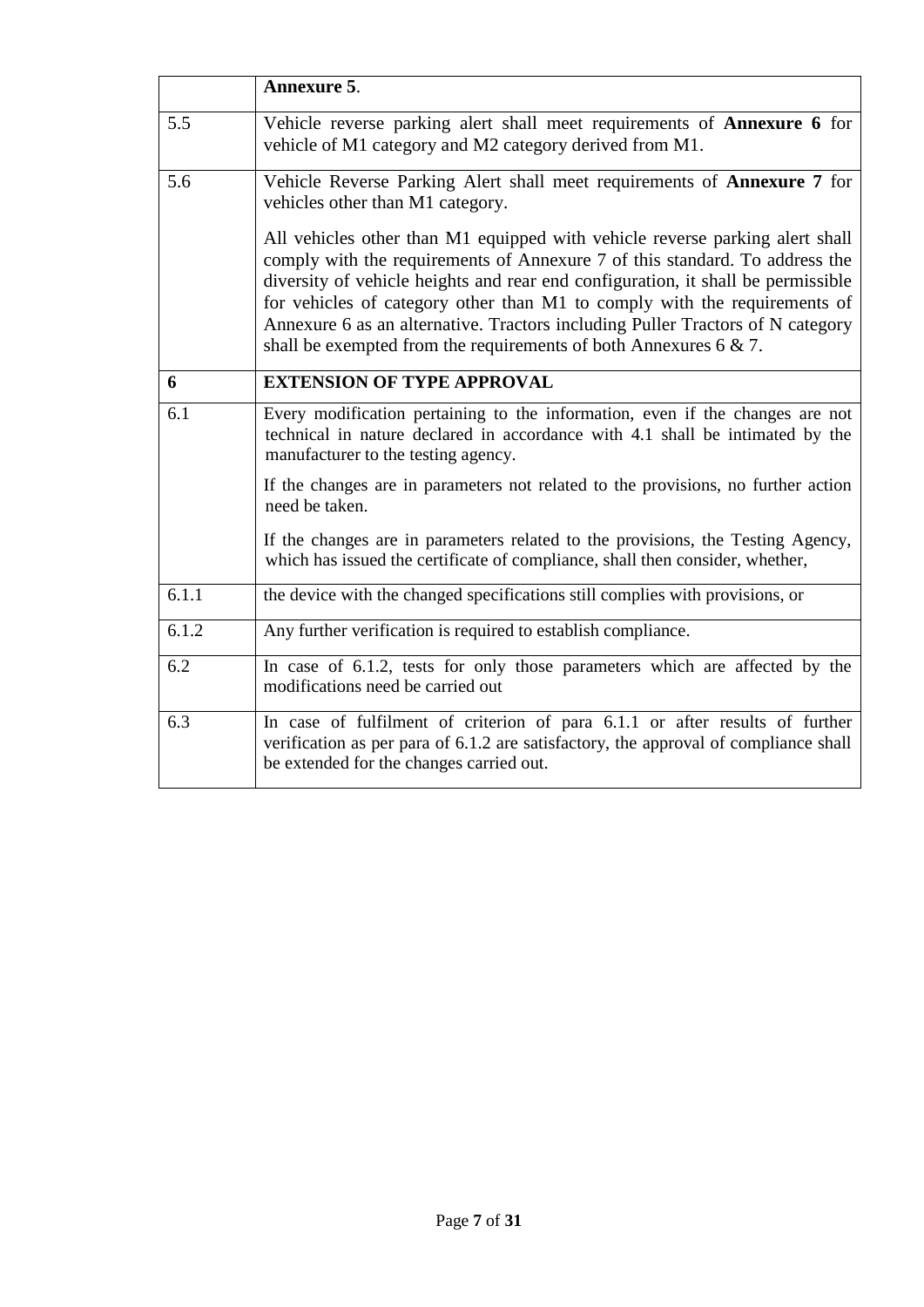| | |
|---|---|
| | **Annexure 5**. |
| 5.5 | Vehicle reverse parking alert shall meet requirements of **Annexure 6** for vehicle of M1 category and M2 category derived from M1. |
| 5.6 | Vehicle Reverse Parking Alert shall meet requirements of **Annexure 7** for vehicles other than M1 category.<br><br>All vehicles other than M1 equipped with vehicle reverse parking alert shall comply with the requirements of Annexure 7 of this standard. To address the diversity of vehicle heights and rear end configuration, it shall be permissible for vehicles of category other than M1 to comply with the requirements of Annexure 6 as an alternative. Tractors including Puller Tractors of N category shall be exempted from the requirements of both Annexures 6 & 7. |
| **6** | **EXTENSION OF TYPE APPROVAL** |
| 6.1 | Every modification pertaining to the information, even if the changes are not technical in nature declared in accordance with 4.1 shall be intimated by the manufacturer to the testing agency.<br><br>If the changes are in parameters not related to the provisions, no further action need be taken.<br><br>If the changes are in parameters related to the provisions, the Testing Agency, which has issued the certificate of compliance, shall then consider, whether, |
| 6.1.1 | the device with the changed specifications still complies with provisions, or |
| 6.1.2 | Any further verification is required to establish compliance. |
| 6.2 | In case of 6.1.2, tests for only those parameters which are affected by the modifications need be carried out |
| 6.3 | In case of fulfilment of criterion of para 6.1.1 or after results of further verification as per para of 6.1.2 are satisfactory, the approval of compliance shall be extended for the changes carried out. |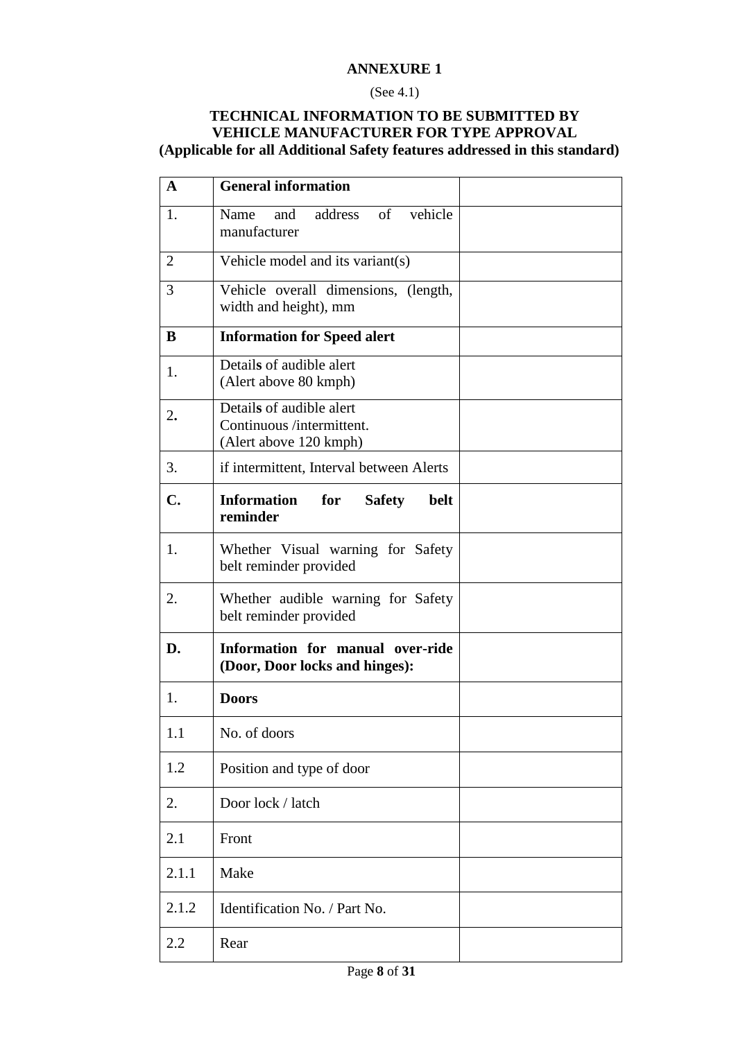**ANNEXURE 1**

(See 4.1)

**TECHNICAL INFORMATION TO BE SUBMITTED BY VEHICLE MANUFACTURER FOR TYPE APPROVAL**
**(Applicable for all Additional Safety features addressed in this standard)**

| **A** | **General information** | |
|---|---|---|
| 1. | Name and address of vehicle manufacturer | |
| 2 | Vehicle model and its variant(s) | |
| 3 | Vehicle overall dimensions, (length, width and height), mm | |
| **B** | **Information for Speed alert** | |
| 1. | Details of audible alert<br>(Alert above 80 kmph) | |
| 2. | Details of audible alert<br>Continuous /intermittent.<br>(Alert above 120 kmph) | |
| 3. | if intermittent, Interval between Alerts | |
| **C.** | **Information for Safety belt reminder** | |
| 1. | Whether Visual warning for Safety belt reminder provided | |
| 2. | Whether audible warning for Safety belt reminder provided | |
| **D.** | **Information for manual over-ride (Door, Door locks and hinges):** | |
| 1. | **Doors** | |
| 1.1 | No. of doors | |
| 1.2 | Position and type of door | |
| 2. | Door lock / latch | |
| 2.1 | Front | |
| 2.1.1 | Make | |
| 2.1.2 | Identification No. / Part No. | |
| 2.2 | Rear | |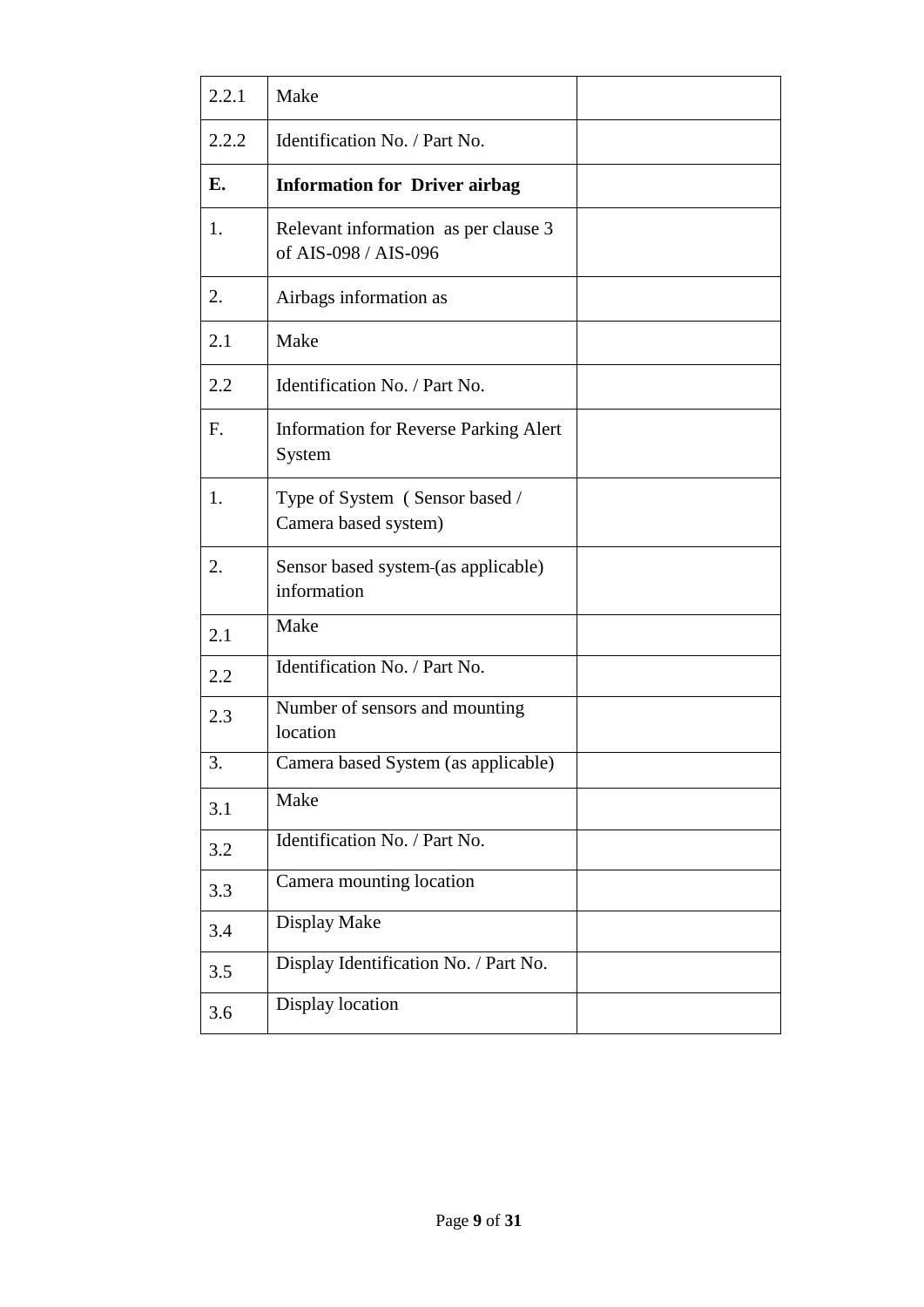| | | |
|---|---|---|
| 2.2.1 | Make | |
| 2.2.2 | Identification No. / Part No. | |
| **E.** | **Information for Driver airbag** | |
| 1. | Relevant information as per clause 3 of AIS-098 / AIS-096 | |
| 2. | Airbags information as | |
| 2.1 | Make | |
| 2.2 | Identification No. / Part No. | |
| F. | Information for Reverse Parking Alert System | |
| 1. | Type of System ( Sensor based / Camera based system) | |
| 2. | Sensor based system (as applicable) information | |
| 2.1 | Make | |
| 2.2 | Identification No. / Part No. | |
| 2.3 | Number of sensors and mounting location | |
| 3. | Camera based System (as applicable) | |
| 3.1 | Make | |
| 3.2 | Identification No. / Part No. | |
| 3.3 | Camera mounting location | |
| 3.4 | Display Make | |
| 3.5 | Display Identification No. / Part No. | |
| 3.6 | Display location | |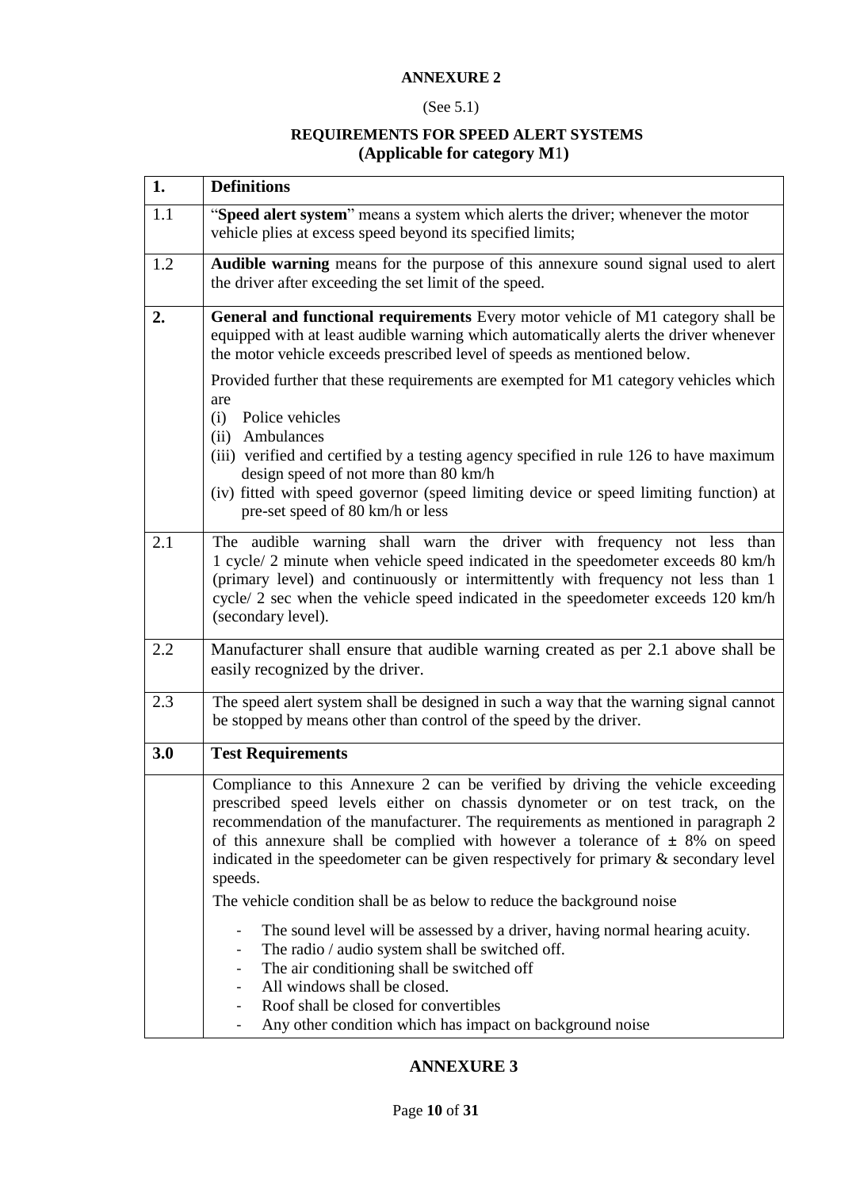**ANNEXURE 2**

(See 5.1)

**REQUIREMENTS FOR SPEED ALERT SYSTEMS**
**(Applicable for category M1)**

| **1.** | **Definitions** |
|---|---|
| 1.1 | "**Speed alert system**" means a system which alerts the driver; whenever the motor vehicle plies at excess speed beyond its specified limits; |
| 1.2 | **Audible warning** means for the purpose of this annexure sound signal used to alert the driver after exceeding the set limit of the speed. |
| **2.** | **General and functional requirements** Every motor vehicle of M1 category shall be equipped with at least audible warning which automatically alerts the driver whenever the motor vehicle exceeds prescribed level of speeds as mentioned below.<br><br>Provided further that these requirements are exempted for M1 category vehicles which are<br>(i) Police vehicles<br>(ii) Ambulances<br>(iii) verified and certified by a testing agency specified in rule 126 to have maximum design speed of not more than 80 km/h<br>(iv) fitted with speed governor (speed limiting device or speed limiting function) at pre-set speed of 80 km/h or less |
| 2.1 | The audible warning shall warn the driver with frequency not less than 1 cycle/ 2 minute when vehicle speed indicated in the speedometer exceeds 80 km/h (primary level) and continuously or intermittently with frequency not less than 1 cycle/ 2 sec when the vehicle speed indicated in the speedometer exceeds 120 km/h (secondary level). |
| 2.2 | Manufacturer shall ensure that audible warning created as per 2.1 above shall be easily recognized by the driver. |
| 2.3 | The speed alert system shall be designed in such a way that the warning signal cannot be stopped by means other than control of the speed by the driver. |
| **3.0** | **Test Requirements** |
| | Compliance to this Annexure 2 can be verified by driving the vehicle exceeding prescribed speed levels either on chassis dynometer or on test track, on the recommendation of the manufacturer. The requirements as mentioned in paragraph 2 of this annexure shall be complied with however a tolerance of ± 8% on speed indicated in the speedometer can be given respectively for primary & secondary level speeds.<br><br>The vehicle condition shall be as below to reduce the background noise<br><br>- The sound level will be assessed by a driver, having normal hearing acuity.<br>- The radio / audio system shall be switched off.<br>- The air conditioning shall be switched off<br>- All windows shall be closed.<br>- Roof shall be closed for convertibles<br>- Any other condition which has impact on background noise |

**ANNEXURE 3**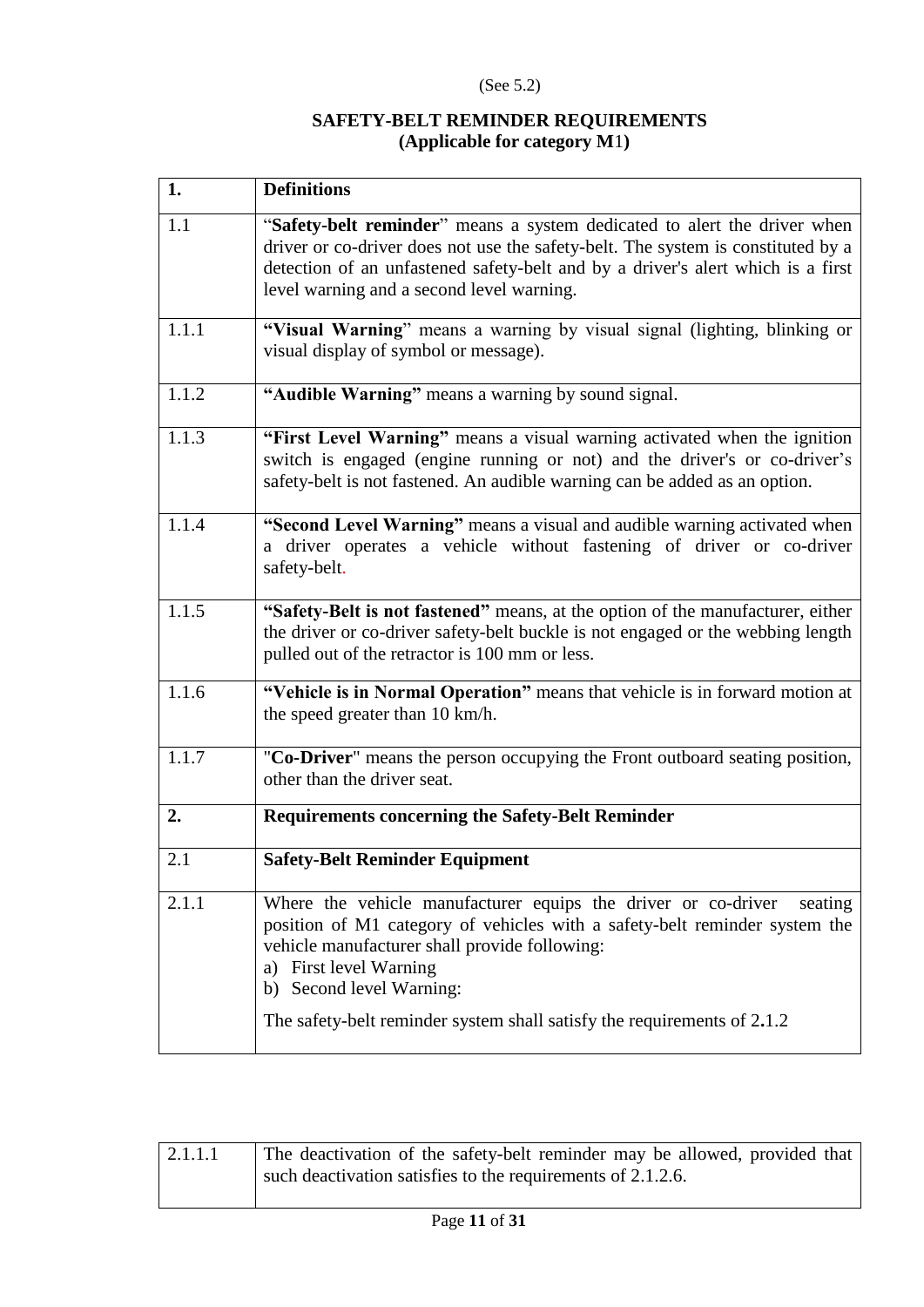(See 5.2)

**SAFETY-BELT REMINDER REQUIREMENTS**
**(Applicable for category M1)**

| **1.** | **Definitions** |
|---|---|
| 1.1 | "**Safety-belt reminder**" means a system dedicated to alert the driver when driver or co-driver does not use the safety-belt. The system is constituted by a detection of an unfastened safety-belt and by a driver's alert which is a first level warning and a second level warning. |
| 1.1.1 | **"Visual Warning"** means a warning by visual signal (lighting, blinking or visual display of symbol or message). |
| 1.1.2 | **"Audible Warning"** means a warning by sound signal. |
| 1.1.3 | **"First Level Warning"** means a visual warning activated when the ignition switch is engaged (engine running or not) and the driver's or co-driver's safety-belt is not fastened. An audible warning can be added as an option. |
| 1.1.4 | **"Second Level Warning"** means a visual and audible warning activated when a driver operates a vehicle without fastening of driver or co-driver safety-belt. |
| 1.1.5 | **"Safety-Belt is not fastened"** means, at the option of the manufacturer, either the driver or co-driver safety-belt buckle is not engaged or the webbing length pulled out of the retractor is 100 mm or less. |
| 1.1.6 | **"Vehicle is in Normal Operation"** means that vehicle is in forward motion at the speed greater than 10 km/h. |
| 1.1.7 | "**Co-Driver**" means the person occupying the Front outboard seating position, other than the driver seat. |
| **2.** | **Requirements concerning the Safety-Belt Reminder** |
| 2.1 | **Safety-Belt Reminder Equipment** |
| 2.1.1 | Where the vehicle manufacturer equips the driver or co-driver seating position of M1 category of vehicles with a safety-belt reminder system the vehicle manufacturer shall provide following:<br>a) First level Warning<br>b) Second level Warning:<br><br>The safety-belt reminder system shall satisfy the requirements of 2.1.2 |
| 2.1.1.1 | The deactivation of the safety-belt reminder may be allowed, provided that such deactivation satisfies to the requirements of 2.1.2.6. |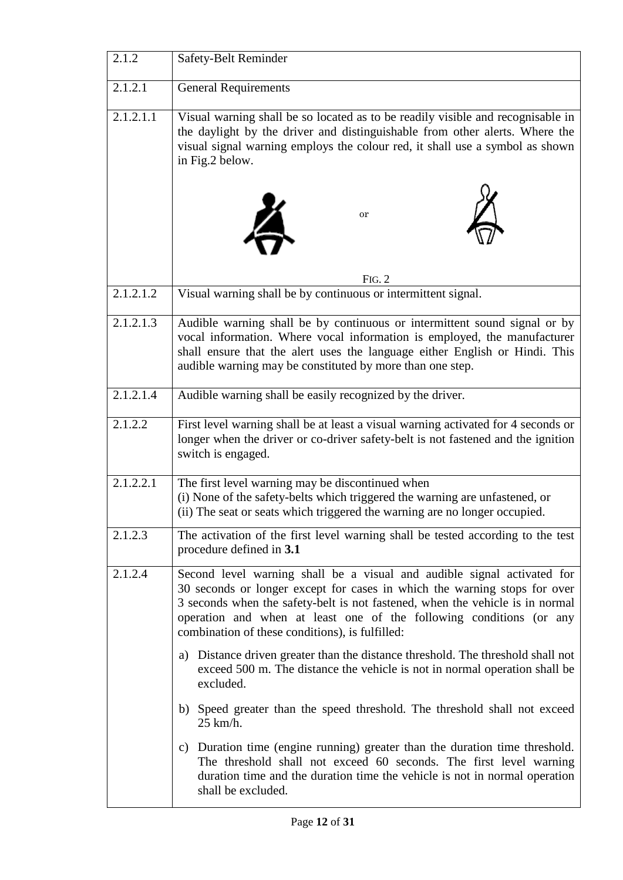| 2.1.2 | Safety-Belt Reminder |
|---|---|
| 2.1.2.1 | General Requirements |
| 2.1.2.1.1 | Visual warning shall be so located as to be readily visible and recognisable in the daylight by the driver and distinguishable from other alerts. Where the visual signal warning employs the colour red, it shall use a symbol as shown in Fig.2 below.<br><br>or<br><br>FIG. 2 |
| 2.1.2.1.2 | Visual warning shall be by continuous or intermittent signal. |
| 2.1.2.1.3 | Audible warning shall be by continuous or intermittent sound signal or by vocal information. Where vocal information is employed, the manufacturer shall ensure that the alert uses the language either English or Hindi. This audible warning may be constituted by more than one step. |
| 2.1.2.1.4 | Audible warning shall be easily recognized by the driver. |
| 2.1.2.2 | First level warning shall be at least a visual warning activated for 4 seconds or longer when the driver or co-driver safety-belt is not fastened and the ignition switch is engaged. |
| 2.1.2.2.1 | The first level warning may be discontinued when<br>(i) None of the safety-belts which triggered the warning are unfastened, or<br>(ii) The seat or seats which triggered the warning are no longer occupied. |
| 2.1.2.3 | The activation of the first level warning shall be tested according to the test procedure defined in **3.1** |
| 2.1.2.4 | Second level warning shall be a visual and audible signal activated for 30 seconds or longer except for cases in which the warning stops for over 3 seconds when the safety-belt is not fastened, when the vehicle is in normal operation and when at least one of the following conditions (or any combination of these conditions), is fulfilled:<br><br>a) Distance driven greater than the distance threshold. The threshold shall not exceed 500 m. The distance the vehicle is not in normal operation shall be excluded.<br><br>b) Speed greater than the speed threshold. The threshold shall not exceed 25 km/h.<br><br>c) Duration time (engine running) greater than the duration time threshold. The threshold shall not exceed 60 seconds. The first level warning duration time and the duration time the vehicle is not in normal operation shall be excluded. |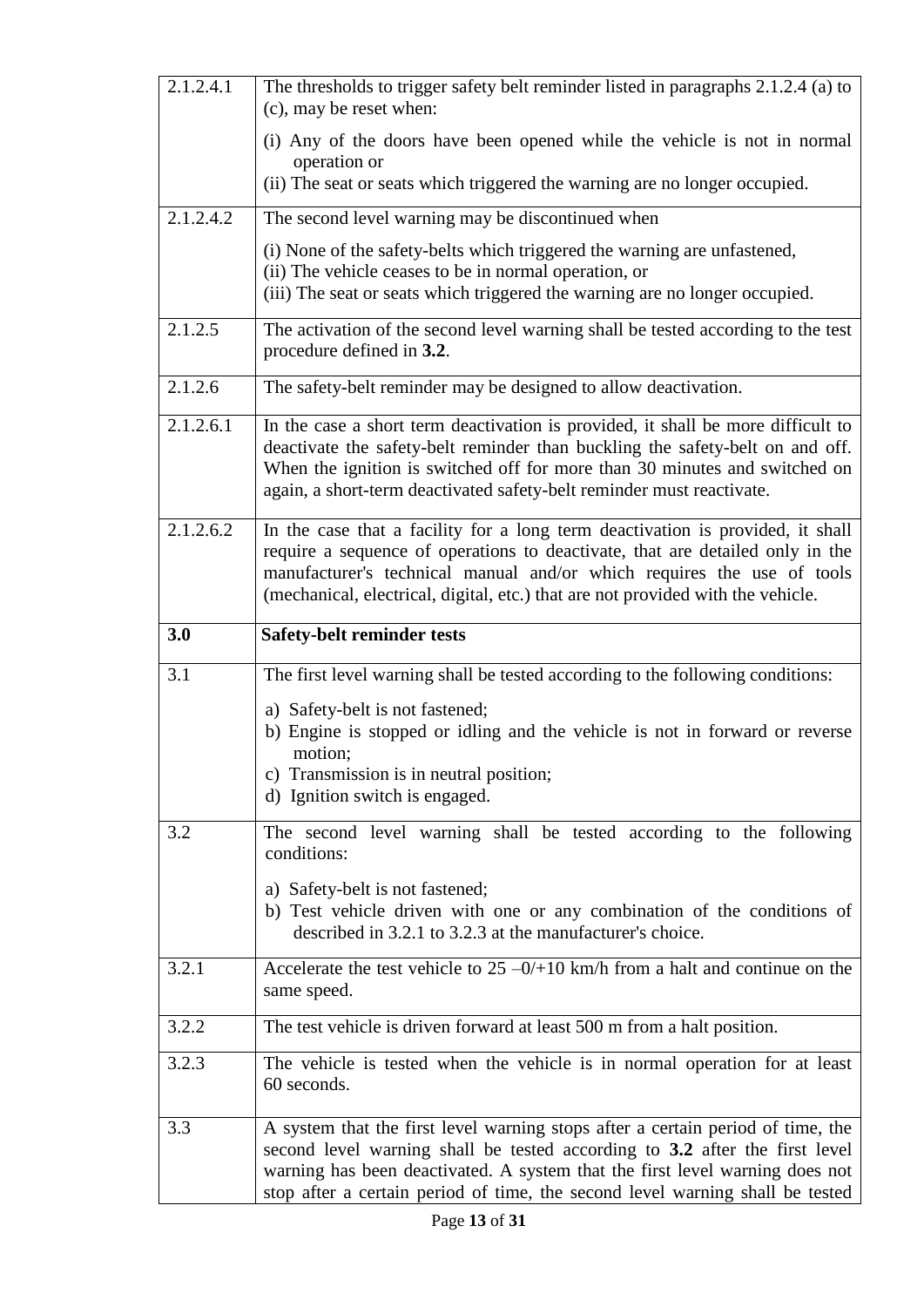| | |
|---|---|
| 2.1.2.4.1 | The thresholds to trigger safety belt reminder listed in paragraphs 2.1.2.4 (a) to (c), may be reset when:<br><br>(i) Any of the doors have been opened while the vehicle is not in normal operation or<br>(ii) The seat or seats which triggered the warning are no longer occupied. |
| 2.1.2.4.2 | The second level warning may be discontinued when<br><br>(i) None of the safety-belts which triggered the warning are unfastened,<br>(ii) The vehicle ceases to be in normal operation, or<br>(iii) The seat or seats which triggered the warning are no longer occupied. |
| 2.1.2.5 | The activation of the second level warning shall be tested according to the test procedure defined in **3.2**. |
| 2.1.2.6 | The safety-belt reminder may be designed to allow deactivation. |
| 2.1.2.6.1 | In the case a short term deactivation is provided, it shall be more difficult to deactivate the safety-belt reminder than buckling the safety-belt on and off. When the ignition is switched off for more than 30 minutes and switched on again, a short-term deactivated safety-belt reminder must reactivate. |
| 2.1.2.6.2 | In the case that a facility for a long term deactivation is provided, it shall require a sequence of operations to deactivate, that are detailed only in the manufacturer's technical manual and/or which requires the use of tools (mechanical, electrical, digital, etc.) that are not provided with the vehicle. |
| **3.0** | **Safety-belt reminder tests** |
| 3.1 | The first level warning shall be tested according to the following conditions:<br><br>a) Safety-belt is not fastened;<br>b) Engine is stopped or idling and the vehicle is not in forward or reverse motion;<br>c) Transmission is in neutral position;<br>d) Ignition switch is engaged. |
| 3.2 | The second level warning shall be tested according to the following conditions:<br><br>a) Safety-belt is not fastened;<br>b) Test vehicle driven with one or any combination of the conditions of described in 3.2.1 to 3.2.3 at the manufacturer's choice. |
| 3.2.1 | Accelerate the test vehicle to 25 –0/+10 km/h from a halt and continue on the same speed. |
| 3.2.2 | The test vehicle is driven forward at least 500 m from a halt position. |
| 3.2.3 | The vehicle is tested when the vehicle is in normal operation for at least 60 seconds. |
| 3.3 | A system that the first level warning stops after a certain period of time, the second level warning shall be tested according to **3.2** after the first level warning has been deactivated. A system that the first level warning does not stop after a certain period of time, the second level warning shall be tested |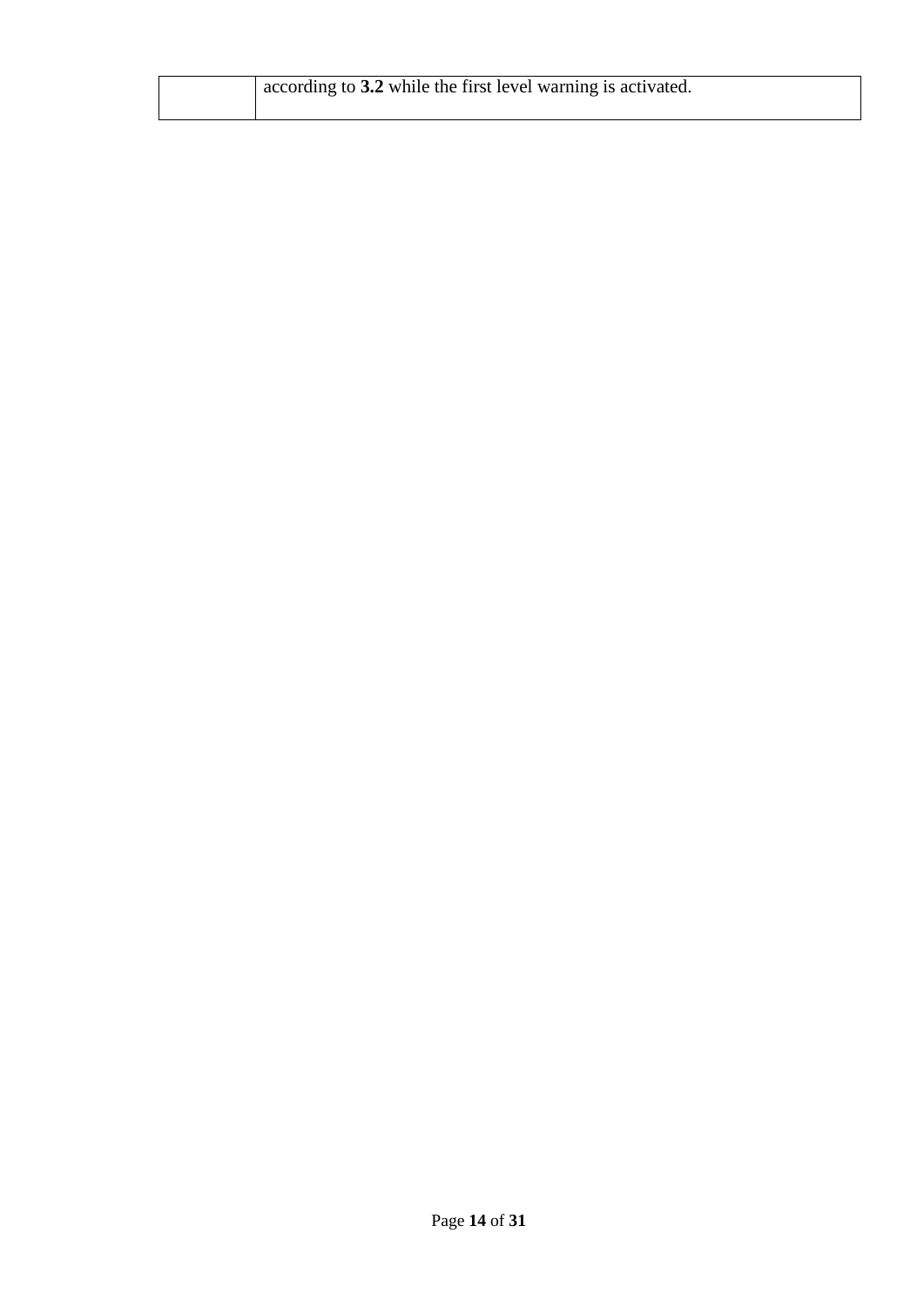| | |
|---|---|
| | according to **3.2** while the first level warning is activated. |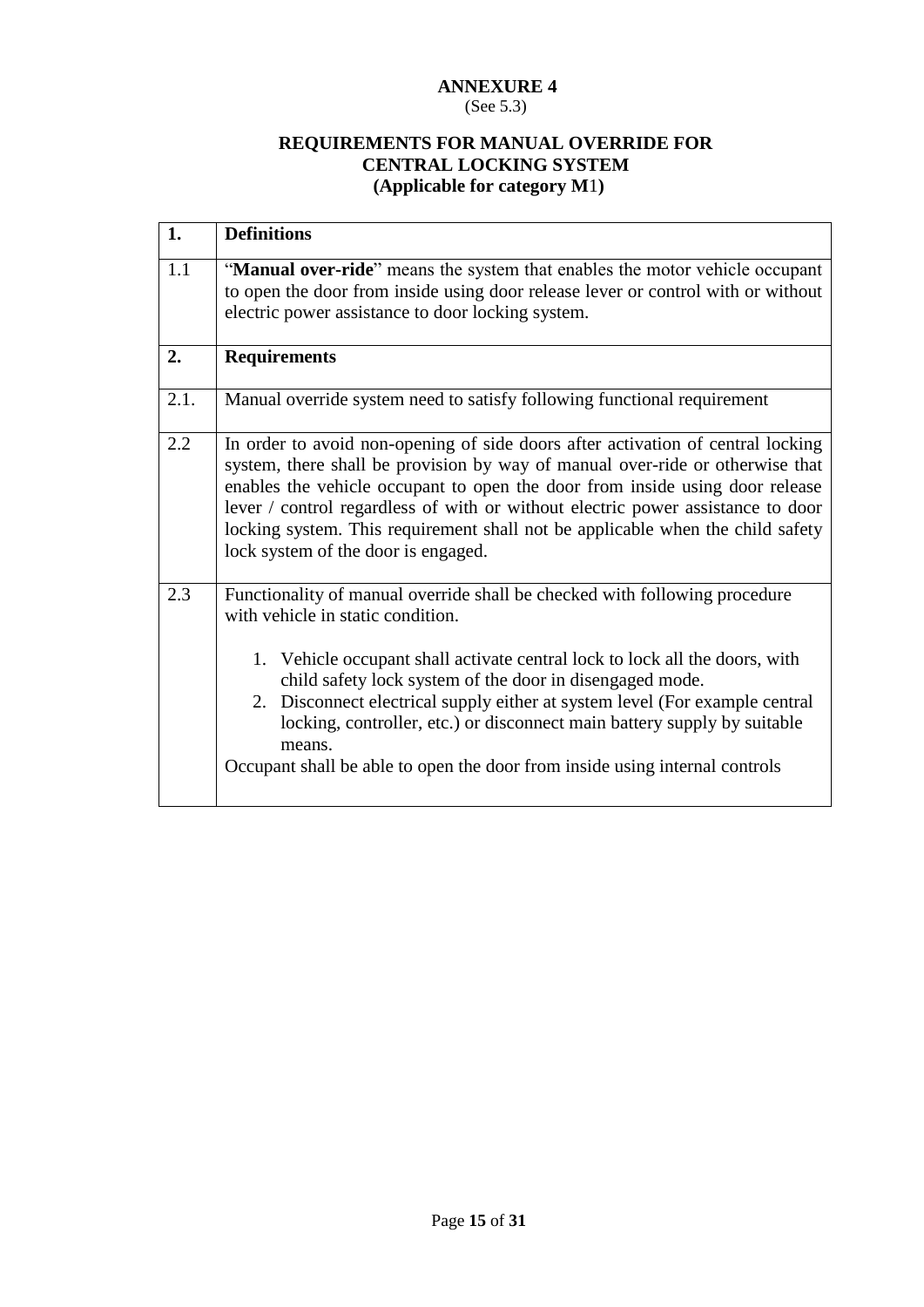# ANNEXURE 4

(See 5.3)

## REQUIREMENTS FOR MANUAL OVERRIDE FOR CENTRAL LOCKING SYSTEM (Applicable for category M1)

| **1.** | **Definitions** |
|---|---|
| 1.1 | "**Manual over-ride**" means the system that enables the motor vehicle occupant to open the door from inside using door release lever or control with or without electric power assistance to door locking system. |
| **2.** | **Requirements** |
| 2.1. | Manual override system need to satisfy following functional requirement |
| 2.2 | In order to avoid non-opening of side doors after activation of central locking system, there shall be provision by way of manual over-ride or otherwise that enables the vehicle occupant to open the door from inside using door release lever / control regardless of with or without electric power assistance to door locking system. This requirement shall not be applicable when the child safety lock system of the door is engaged. |
| 2.3 | Functionality of manual override shall be checked with following procedure with vehicle in static condition.<br><br>1. Vehicle occupant shall activate central lock to lock all the doors, with child safety lock system of the door in disengaged mode.<br>2. Disconnect electrical supply either at system level (For example central locking, controller, etc.) or disconnect main battery supply by suitable means.<br><br>Occupant shall be able to open the door from inside using internal controls |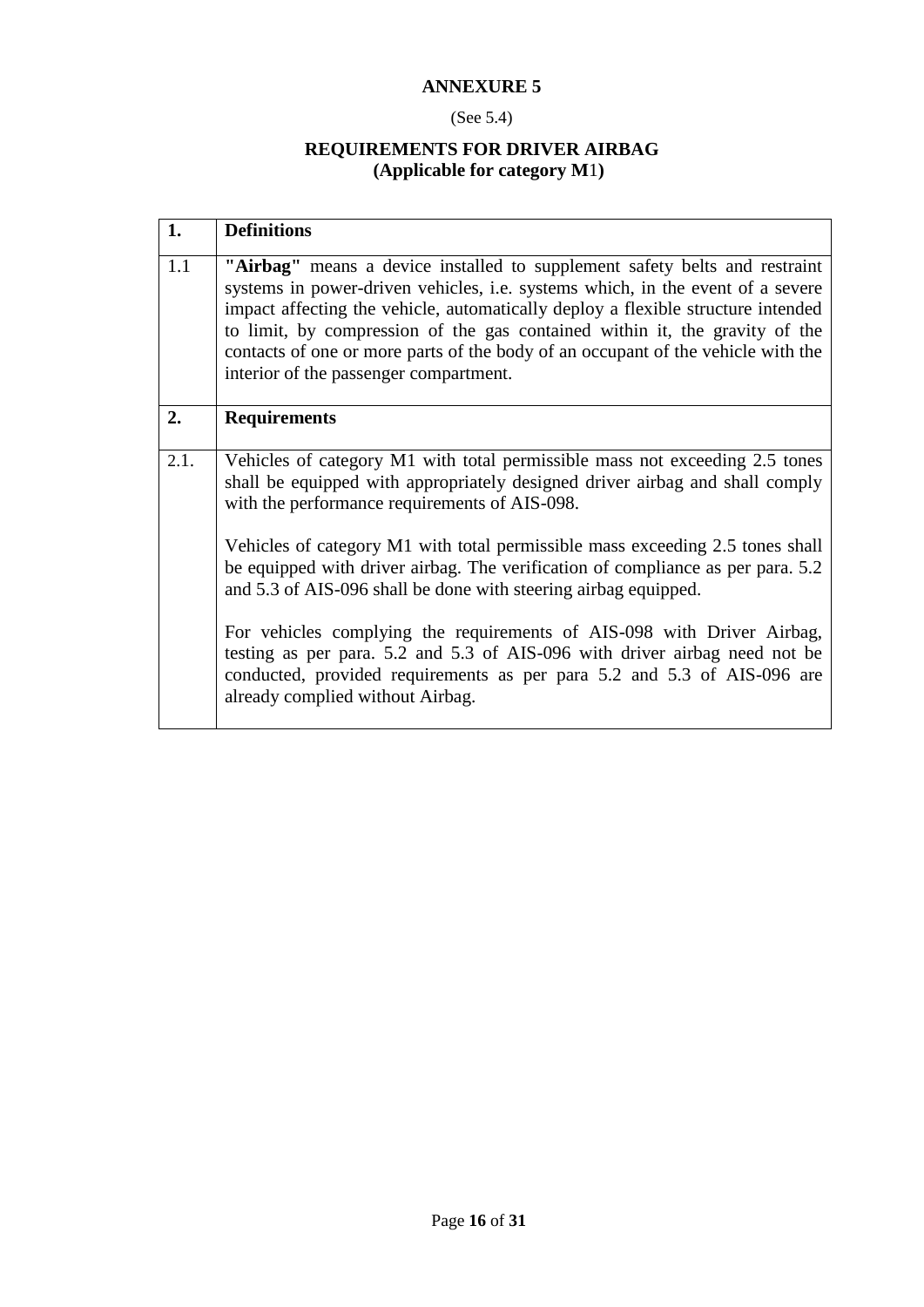**ANNEXURE 5**

(See 5.4)

**REQUIREMENTS FOR DRIVER AIRBAG**
**(Applicable for category M1)**

| **1.** | **Definitions** |
|---|---|
| 1.1 | **"Airbag"** means a device installed to supplement safety belts and restraint systems in power-driven vehicles, i.e. systems which, in the event of a severe impact affecting the vehicle, automatically deploy a flexible structure intended to limit, by compression of the gas contained within it, the gravity of the contacts of one or more parts of the body of an occupant of the vehicle with the interior of the passenger compartment. |
| **2.** | **Requirements** |
| 2.1. | Vehicles of category M1 with total permissible mass not exceeding 2.5 tones shall be equipped with appropriately designed driver airbag and shall comply with the performance requirements of AIS-098.<br><br>Vehicles of category M1 with total permissible mass exceeding 2.5 tones shall be equipped with driver airbag. The verification of compliance as per para. 5.2 and 5.3 of AIS-096 shall be done with steering airbag equipped.<br><br>For vehicles complying the requirements of AIS-098 with Driver Airbag, testing as per para. 5.2 and 5.3 of AIS-096 with driver airbag need not be conducted, provided requirements as per para 5.2 and 5.3 of AIS-096 are already complied without Airbag. |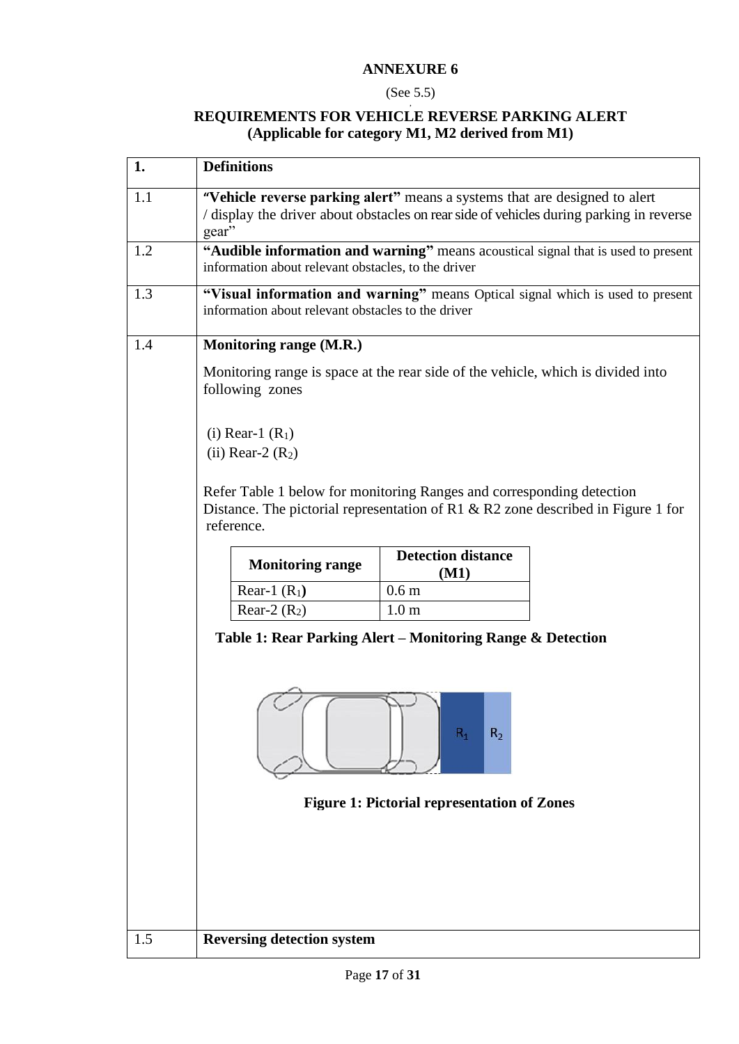## ANNEXURE 6

(See 5.5)

## REQUIREMENTS FOR VEHICLE REVERSE PARKING ALERT
**(Applicable for category M1, M2 derived from M1)**

| **1.** | **Definitions** |
|---|---|
| 1.1 | **"Vehicle reverse parking alert"** means a systems that are designed to alert / display the driver about obstacles on rear side of vehicles during parking in reverse gear" |
| 1.2 | **"Audible information and warning"** means acoustical signal that is used to present information about relevant obstacles, to the driver |
| 1.3 | **"Visual information and warning"** means Optical signal which is used to present information about relevant obstacles to the driver |
| 1.4 | **Monitoring range (M.R.)**<br><br>Monitoring range is space at the rear side of the vehicle, which is divided into following zones<br><br>(i) Rear-1 ($R_1$)<br>(ii) Rear-2 ($R_2$)<br><br>Refer Table 1 below for monitoring Ranges and corresponding detection Distance. The pictorial representation of R1 & R2 zone described in Figure 1 for reference. |
| 1.5 | **Reversing detection system** |

| Monitoring range | Detection distance (M1) |
|---|---|
| Rear-1 ($R_1$) | 0.6 m |
| Rear-2 ($R_2$) | 1.0 m |

**Table 1: Rear Parking Alert – Monitoring Range & Detection**

**Figure 1: Pictorial representation of Zones**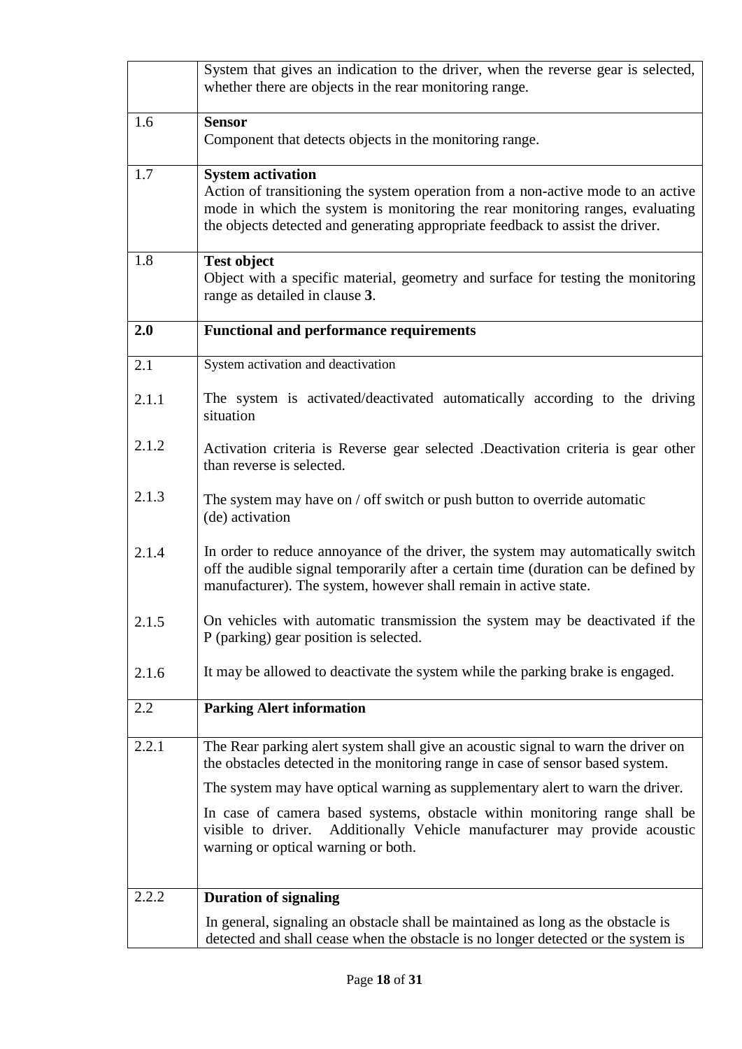| | |
|---|---|
| | System that gives an indication to the driver, when the reverse gear is selected, whether there are objects in the rear monitoring range. |
| 1.6 | **Sensor**<br>Component that detects objects in the monitoring range. |
| 1.7 | **System activation**<br>Action of transitioning the system operation from a non-active mode to an active mode in which the system is monitoring the rear monitoring ranges, evaluating the objects detected and generating appropriate feedback to assist the driver. |
| 1.8 | **Test object**<br>Object with a specific material, geometry and surface for testing the monitoring range as detailed in clause **3**. |
| **2.0** | **Functional and performance requirements** |
| 2.1<br><br>2.1.1<br><br>2.1.2<br><br>2.1.3<br><br>2.1.4<br><br>2.1.5<br><br>2.1.6 | System activation and deactivation<br><br>The system is activated/deactivated automatically according to the driving situation<br><br>Activation criteria is Reverse gear selected .Deactivation criteria is gear other than reverse is selected.<br><br>The system may have on / off switch or push button to override automatic (de) activation<br><br>In order to reduce annoyance of the driver, the system may automatically switch off the audible signal temporarily after a certain time (duration can be defined by manufacturer). The system, however shall remain in active state.<br><br>On vehicles with automatic transmission the system may be deactivated if the P (parking) gear position is selected.<br><br>It may be allowed to deactivate the system while the parking brake is engaged. |
| 2.2 | **Parking Alert information** |
| 2.2.1 | The Rear parking alert system shall give an acoustic signal to warn the driver on the obstacles detected in the monitoring range in case of sensor based system.<br><br>The system may have optical warning as supplementary alert to warn the driver.<br><br>In case of camera based systems, obstacle within monitoring range shall be visible to driver. Additionally Vehicle manufacturer may provide acoustic warning or optical warning or both. |
| 2.2.2 | **Duration of signaling**<br><br>In general, signaling an obstacle shall be maintained as long as the obstacle is detected and shall cease when the obstacle is no longer detected or the system is |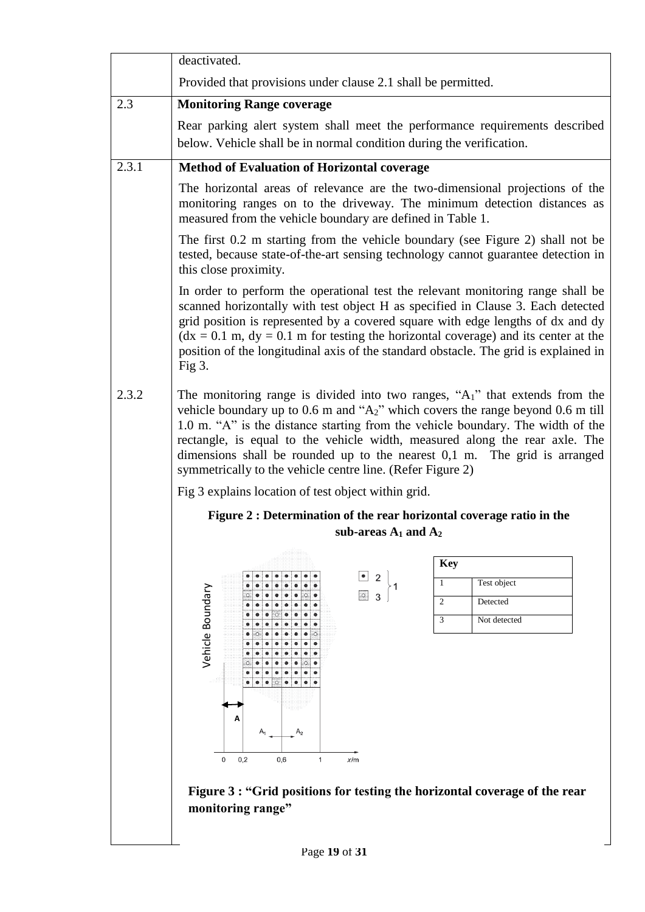deactivated.

Provided that provisions under clause 2.1 shall be permitted.

**2.3 Monitoring Range coverage**

Rear parking alert system shall meet the performance requirements described below. Vehicle shall be in normal condition during the verification.

**2.3.1 Method of Evaluation of Horizontal coverage**

The horizontal areas of relevance are the two-dimensional projections of the monitoring ranges on to the driveway. The minimum detection distances as measured from the vehicle boundary are defined in Table 1.

The first 0.2 m starting from the vehicle boundary (see Figure 2) shall not be tested, because state-of-the-art sensing technology cannot guarantee detection in this close proximity.

In order to perform the operational test the relevant monitoring range shall be scanned horizontally with test object H as specified in Clause 3. Each detected grid position is represented by a covered square with edge lengths of dx and dy (dx = 0.1 m, dy = 0.1 m for testing the horizontal coverage) and its center at the position of the longitudinal axis of the standard obstacle. The grid is explained in Fig 3.

2.3.2 The monitoring range is divided into two ranges, "$A_1$" that extends from the vehicle boundary up to 0.6 m and "$A_2$" which covers the range beyond 0.6 m till 1.0 m. "A" is the distance starting from the vehicle boundary. The width of the rectangle, is equal to the vehicle width, measured along the rear axle. The dimensions shall be rounded up to the nearest 0,1 m. The grid is arranged symmetrically to the vehicle centre line. (Refer Figure 2)

Fig 3 explains location of test object within grid.

**Figure 2 : Determination of the rear horizontal coverage ratio in the sub-areas $A_1$ and $A_2$**

| Key | |
|---|---|
| 1 | Test object |
| 2 | Detected |
| 3 | Not detected |

**Figure 3 : "Grid positions for testing the horizontal coverage of the rear monitoring range"**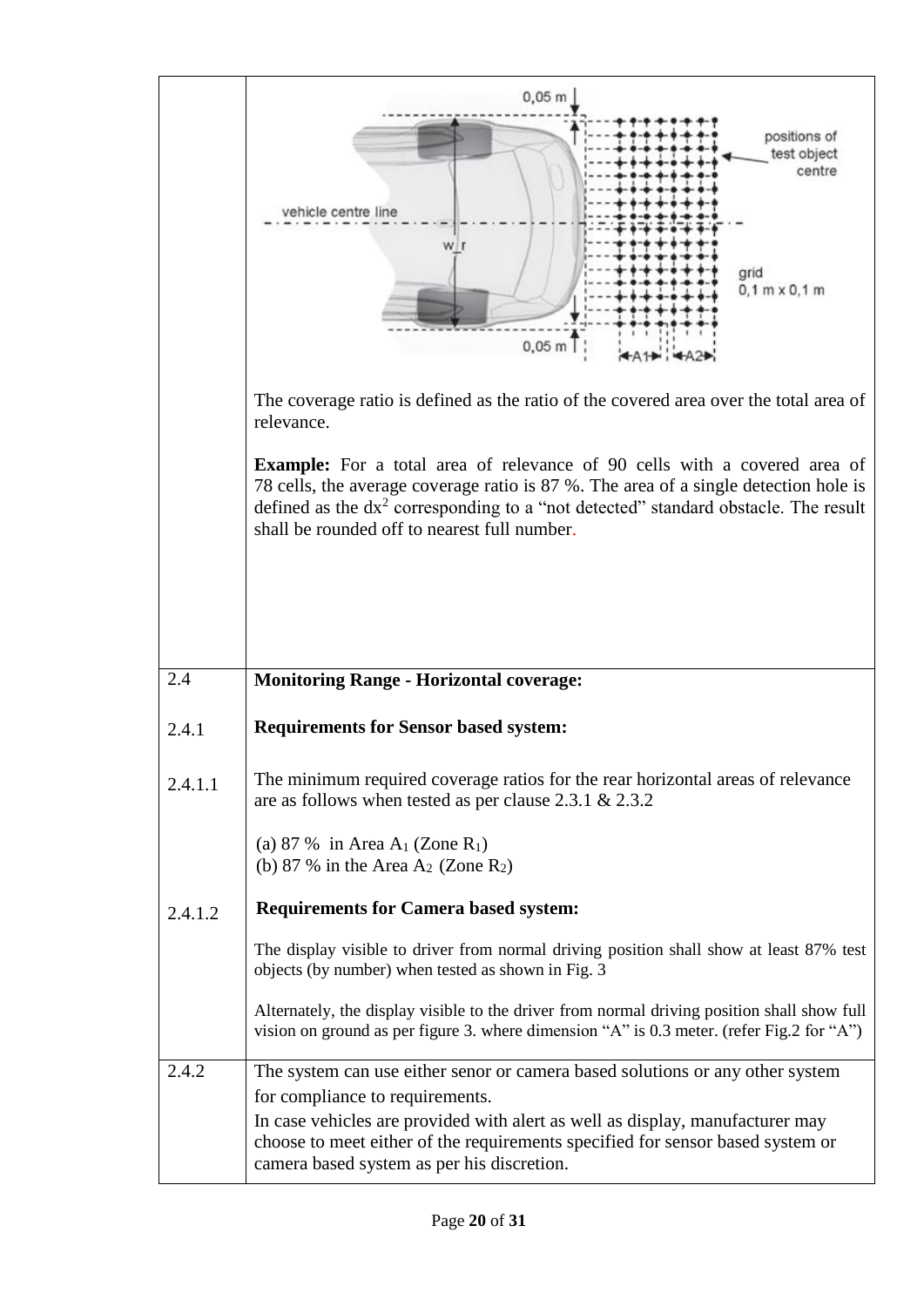| | |
|---|---|
| | The coverage ratio is defined as the ratio of the covered area over the total area of relevance.<br><br>**Example:** For a total area of relevance of 90 cells with a covered area of 78 cells, the average coverage ratio is 87 %. The area of a single detection hole is defined as the $dx^2$ corresponding to a "not detected" standard obstacle. The result shall be rounded off to nearest full number. |
| 2.4 | **Monitoring Range - Horizontal coverage:** |
| 2.4.1 | **Requirements for Sensor based system:** |
| 2.4.1.1 | The minimum required coverage ratios for the rear horizontal areas of relevance are as follows when tested as per clause 2.3.1 & 2.3.2<br><br>(a) 87 % in Area $A_1$ (Zone $R_1$)<br>(b) 87 % in the Area $A_2$ (Zone $R_2$) |
| 2.4.1.2 | **Requirements for Camera based system:**<br><br>The display visible to driver from normal driving position shall show at least 87% test objects (by number) when tested as shown in Fig. 3<br><br>Alternately, the display visible to the driver from normal driving position shall show full vision on ground as per figure 3. where dimension "A" is 0.3 meter. (refer Fig.2 for "A") |
| 2.4.2 | The system can use either senor or camera based solutions or any other system for compliance to requirements.<br>In case vehicles are provided with alert as well as display, manufacturer may choose to meet either of the requirements specified for sensor based system or camera based system as per his discretion. |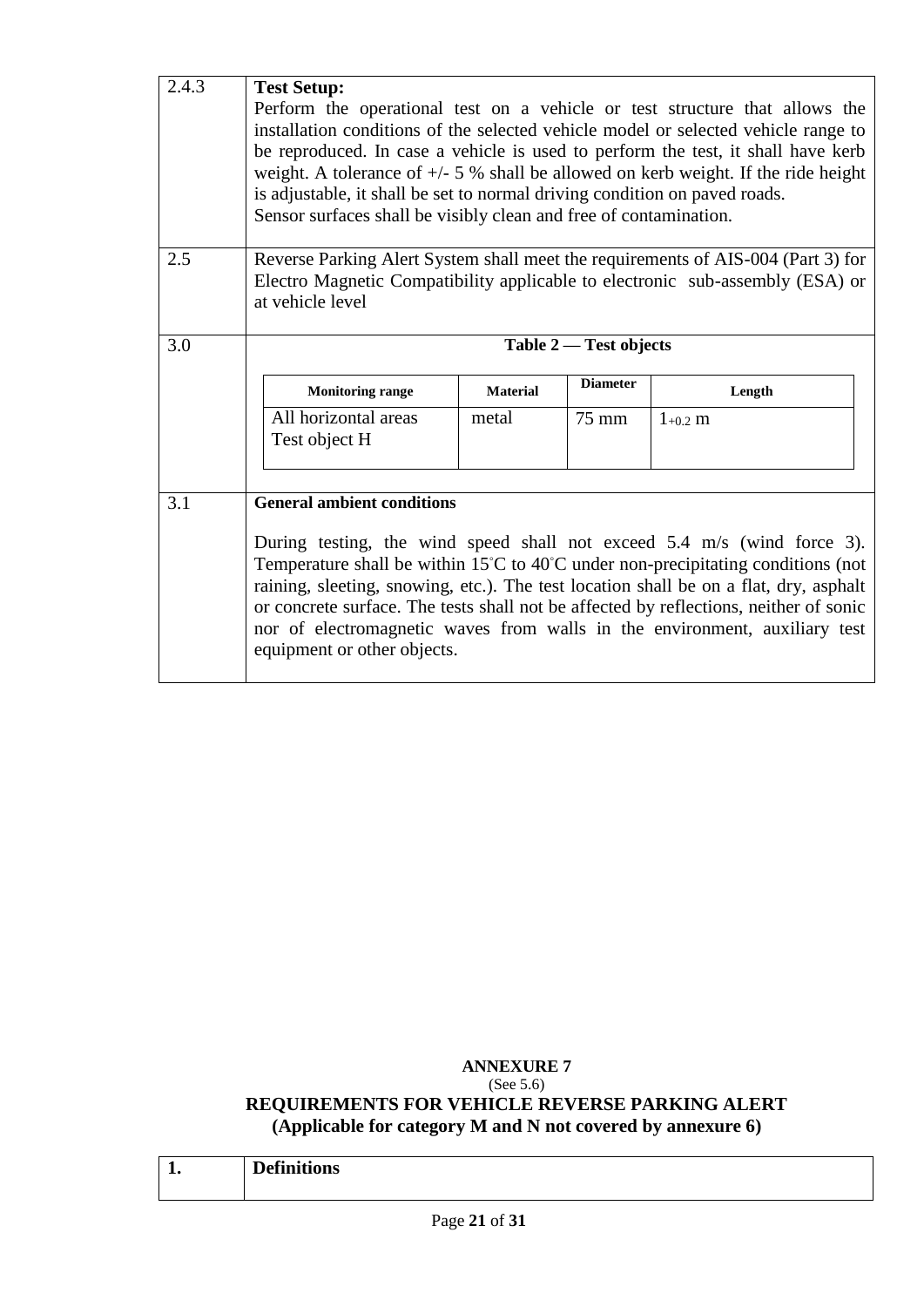| | |
|---|---|
| 2.4.3 | **Test Setup:**<br>Perform the operational test on a vehicle or test structure that allows the installation conditions of the selected vehicle model or selected vehicle range to be reproduced. In case a vehicle is used to perform the test, it shall have kerb weight. A tolerance of +/- 5 % shall be allowed on kerb weight. If the ride height is adjustable, it shall be set to normal driving condition on paved roads.<br>Sensor surfaces shall be visibly clean and free of contamination. |
| 2.5 | Reverse Parking Alert System shall meet the requirements of AIS-004 (Part 3) for Electro Magnetic Compatibility applicable to electronic sub-assembly (ESA) or at vehicle level |
| 3.0 | **Table 2 — Test objects** |

| Monitoring range | Material | Diameter | Length |
|---|---|---|---|
| All horizontal areas Test object H | metal | 75 mm | $1_{+0.2}$ m |

| | |
|---|---|
| 3.1 | **General ambient conditions**<br><br>During testing, the wind speed shall not exceed 5.4 m/s (wind force 3). Temperature shall be within 15˚C to 40˚C under non-precipitating conditions (not raining, sleeting, snowing, etc.). The test location shall be on a flat, dry, asphalt or concrete surface. The tests shall not be affected by reflections, neither of sonic nor of electromagnetic waves from walls in the environment, auxiliary test equipment or other objects. |

## ANNEXURE 7

(See 5.6)

**REQUIREMENTS FOR VEHICLE REVERSE PARKING ALERT**

**(Applicable for category M and N not covered by annexure 6)**

| | |
|---|---|
| **1.** | **Definitions** |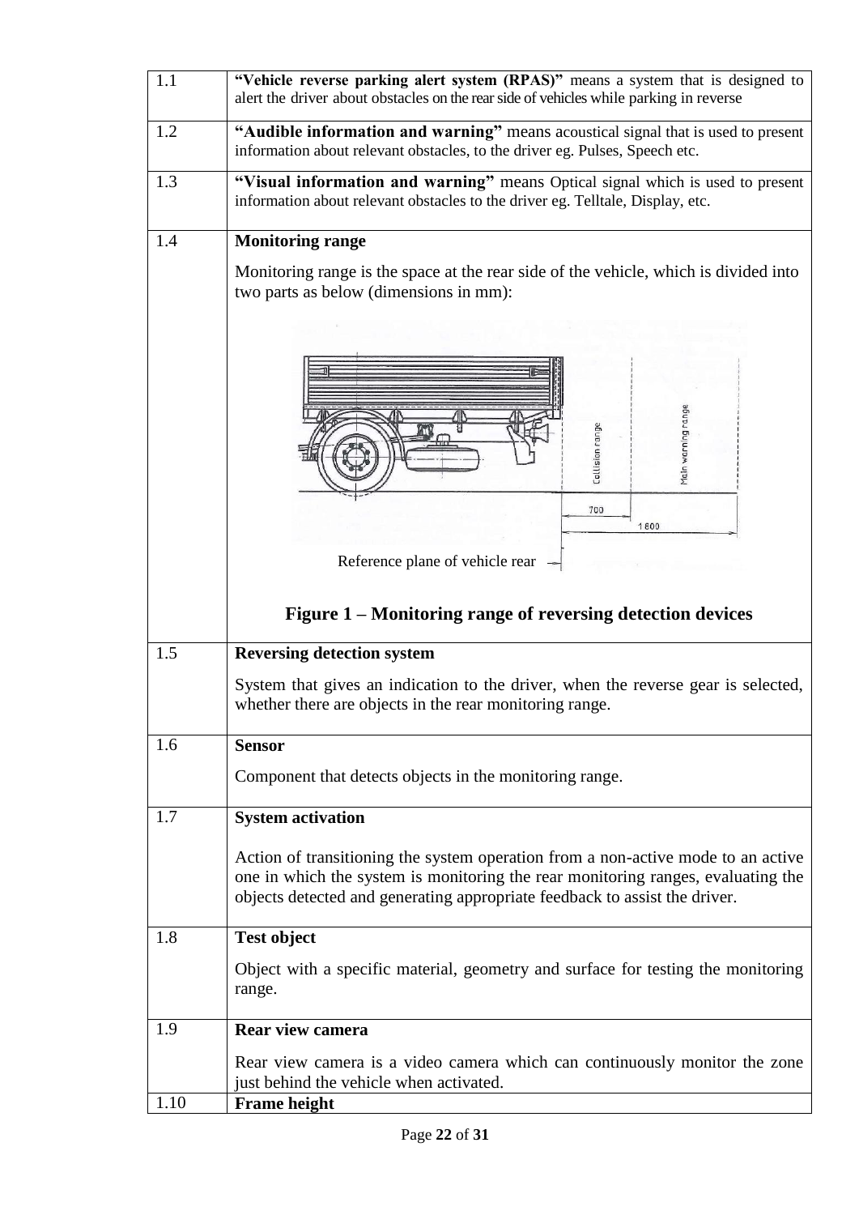| | |
|---|---|
| 1.1 | **"Vehicle reverse parking alert system (RPAS)"** means a system that is designed to alert the driver about obstacles on the rear side of vehicles while parking in reverse |
| 1.2 | **"Audible information and warning"** means acoustical signal that is used to present information about relevant obstacles, to the driver eg. Pulses, Speech etc. |
| 1.3 | **"Visual information and warning"** means Optical signal which is used to present information about relevant obstacles to the driver eg. Telltale, Display, etc. |
| 1.4 | **Monitoring range**<br><br>Monitoring range is the space at the rear side of the vehicle, which is divided into two parts as below (dimensions in mm):<br><br>Collision range, Main warning range, 700, 1600<br>Reference plane of vehicle rear<br><br>**Figure 1 – Monitoring range of reversing detection devices** |
| 1.5 | **Reversing detection system**<br><br>System that gives an indication to the driver, when the reverse gear is selected, whether there are objects in the rear monitoring range. |
| 1.6 | **Sensor**<br><br>Component that detects objects in the monitoring range. |
| 1.7 | **System activation**<br><br>Action of transitioning the system operation from a non-active mode to an active one in which the system is monitoring the rear monitoring ranges, evaluating the objects detected and generating appropriate feedback to assist the driver. |
| 1.8 | **Test object**<br><br>Object with a specific material, geometry and surface for testing the monitoring range. |
| 1.9 | **Rear view camera**<br><br>Rear view camera is a video camera which can continuously monitor the zone just behind the vehicle when activated. |
| 1.10 | **Frame height** |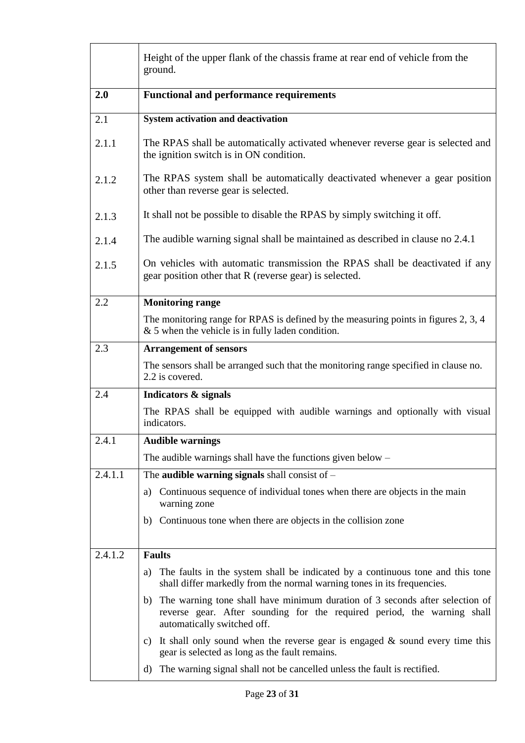| | |
|---|---|
| | Height of the upper flank of the chassis frame at rear end of vehicle from the ground. |
| **2.0** | **Functional and performance requirements** |
| 2.1 | **System activation and deactivation** |
| 2.1.1 | The RPAS shall be automatically activated whenever reverse gear is selected and the ignition switch is in ON condition. |
| 2.1.2 | The RPAS system shall be automatically deactivated whenever a gear position other than reverse gear is selected. |
| 2.1.3 | It shall not be possible to disable the RPAS by simply switching it off. |
| 2.1.4 | The audible warning signal shall be maintained as described in clause no 2.4.1 |
| 2.1.5 | On vehicles with automatic transmission the RPAS shall be deactivated if any gear position other that R (reverse gear) is selected. |
| 2.2 | **Monitoring range**<br>The monitoring range for RPAS is defined by the measuring points in figures 2, 3, 4 & 5 when the vehicle is in fully laden condition. |
| 2.3 | **Arrangement of sensors**<br>The sensors shall be arranged such that the monitoring range specified in clause no. 2.2 is covered. |
| 2.4 | **Indicators & signals**<br>The RPAS shall be equipped with audible warnings and optionally with visual indicators. |
| 2.4.1 | **Audible warnings**<br>The audible warnings shall have the functions given below – |
| 2.4.1.1 | The **audible warning signals** shall consist of –<br>a) Continuous sequence of individual tones when there are objects in the main warning zone<br>b) Continuous tone when there are objects in the collision zone |
| 2.4.1.2 | **Faults**<br>a) The faults in the system shall be indicated by a continuous tone and this tone shall differ markedly from the normal warning tones in its frequencies.<br>b) The warning tone shall have minimum duration of 3 seconds after selection of reverse gear. After sounding for the required period, the warning shall automatically switched off.<br>c) It shall only sound when the reverse gear is engaged & sound every time this gear is selected as long as the fault remains.<br>d) The warning signal shall not be cancelled unless the fault is rectified. |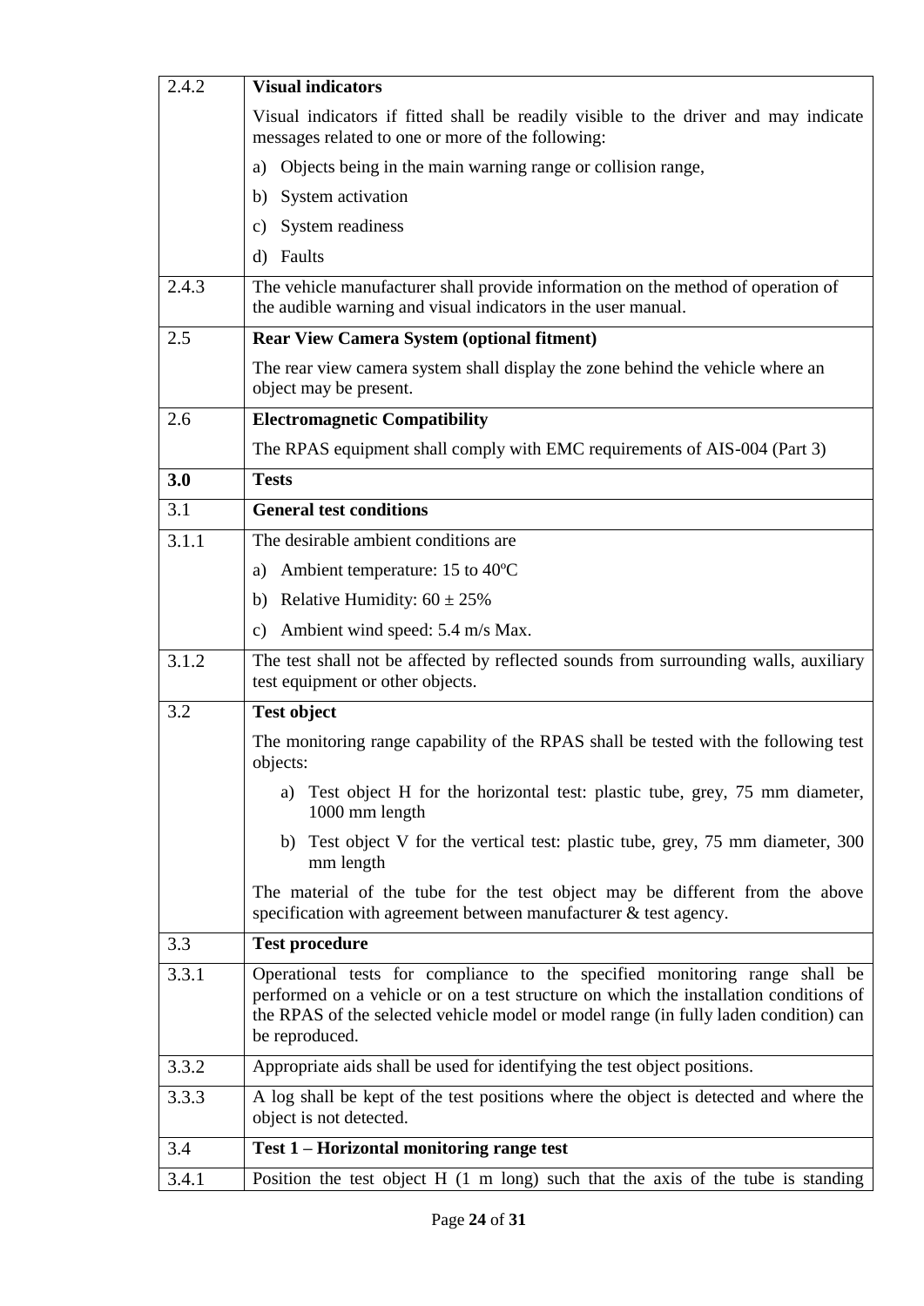| | |
|---|---|
| 2.4.2 | **Visual indicators**<br>Visual indicators if fitted shall be readily visible to the driver and may indicate messages related to one or more of the following:<br>a) Objects being in the main warning range or collision range,<br>b) System activation<br>c) System readiness<br>d) Faults |
| 2.4.3 | The vehicle manufacturer shall provide information on the method of operation of the audible warning and visual indicators in the user manual. |
| 2.5 | **Rear View Camera System (optional fitment)**<br>The rear view camera system shall display the zone behind the vehicle where an object may be present. |
| 2.6 | **Electromagnetic Compatibility**<br>The RPAS equipment shall comply with EMC requirements of AIS-004 (Part 3) |
| **3.0** | **Tests** |
| 3.1 | **General test conditions** |
| 3.1.1 | The desirable ambient conditions are<br>a) Ambient temperature: 15 to 40ºC<br>b) Relative Humidity: 60 ± 25%<br>c) Ambient wind speed: 5.4 m/s Max. |
| 3.1.2 | The test shall not be affected by reflected sounds from surrounding walls, auxiliary test equipment or other objects. |
| 3.2 | **Test object**<br>The monitoring range capability of the RPAS shall be tested with the following test objects:<br>a) Test object H for the horizontal test: plastic tube, grey, 75 mm diameter, 1000 mm length<br>b) Test object V for the vertical test: plastic tube, grey, 75 mm diameter, 300 mm length<br>The material of the tube for the test object may be different from the above specification with agreement between manufacturer & test agency. |
| 3.3 | **Test procedure** |
| 3.3.1 | Operational tests for compliance to the specified monitoring range shall be performed on a vehicle or on a test structure on which the installation conditions of the RPAS of the selected vehicle model or model range (in fully laden condition) can be reproduced. |
| 3.3.2 | Appropriate aids shall be used for identifying the test object positions. |
| 3.3.3 | A log shall be kept of the test positions where the object is detected and where the object is not detected. |
| 3.4 | **Test 1 – Horizontal monitoring range test** |
| 3.4.1 | Position the test object H (1 m long) such that the axis of the tube is standing |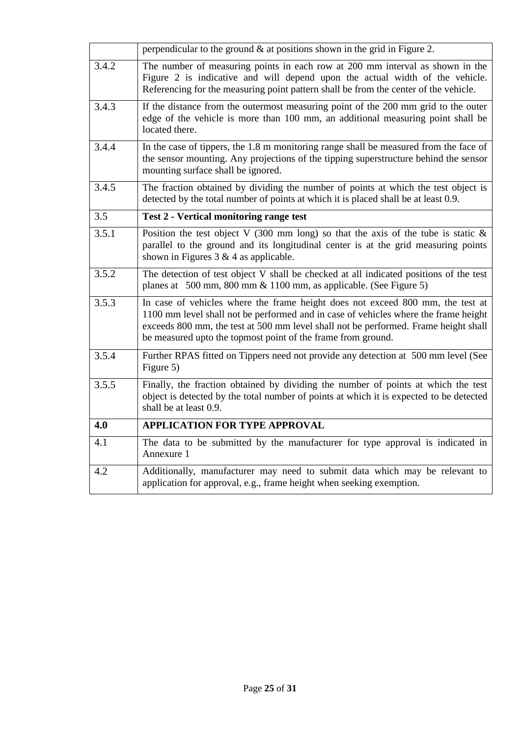| | |
|---|---|
| | perpendicular to the ground & at positions shown in the grid in Figure 2. |
| 3.4.2 | The number of measuring points in each row at 200 mm interval as shown in the Figure 2 is indicative and will depend upon the actual width of the vehicle. Referencing for the measuring point pattern shall be from the center of the vehicle. |
| 3.4.3 | If the distance from the outermost measuring point of the 200 mm grid to the outer edge of the vehicle is more than 100 mm, an additional measuring point shall be located there. |
| 3.4.4 | In the case of tippers, the 1.8 m monitoring range shall be measured from the face of the sensor mounting. Any projections of the tipping superstructure behind the sensor mounting surface shall be ignored. |
| 3.4.5 | The fraction obtained by dividing the number of points at which the test object is detected by the total number of points at which it is placed shall be at least 0.9. |
| 3.5 | **Test 2 - Vertical monitoring range test** |
| 3.5.1 | Position the test object V (300 mm long) so that the axis of the tube is static & parallel to the ground and its longitudinal center is at the grid measuring points shown in Figures 3 & 4 as applicable. |
| 3.5.2 | The detection of test object V shall be checked at all indicated positions of the test planes at 500 mm, 800 mm & 1100 mm, as applicable. (See Figure 5) |
| 3.5.3 | In case of vehicles where the frame height does not exceed 800 mm, the test at 1100 mm level shall not be performed and in case of vehicles where the frame height exceeds 800 mm, the test at 500 mm level shall not be performed. Frame height shall be measured upto the topmost point of the frame from ground. |
| 3.5.4 | Further RPAS fitted on Tippers need not provide any detection at 500 mm level (See Figure 5) |
| 3.5.5 | Finally, the fraction obtained by dividing the number of points at which the test object is detected by the total number of points at which it is expected to be detected shall be at least 0.9. |
| **4.0** | **APPLICATION FOR TYPE APPROVAL** |
| 4.1 | The data to be submitted by the manufacturer for type approval is indicated in Annexure 1 |
| 4.2 | Additionally, manufacturer may need to submit data which may be relevant to application for approval, e.g., frame height when seeking exemption. |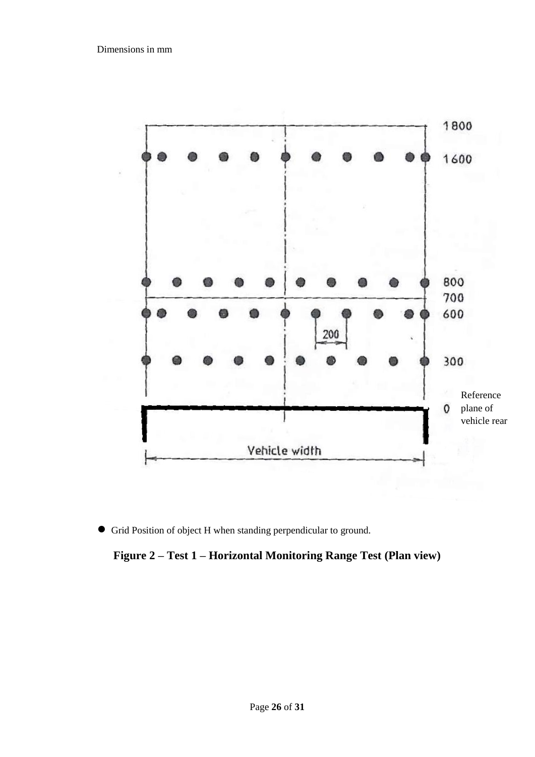Dimensions in mm

● Grid Position of object H when standing perpendicular to ground.

**Figure 2 – Test 1 – Horizontal Monitoring Range Test (Plan view)**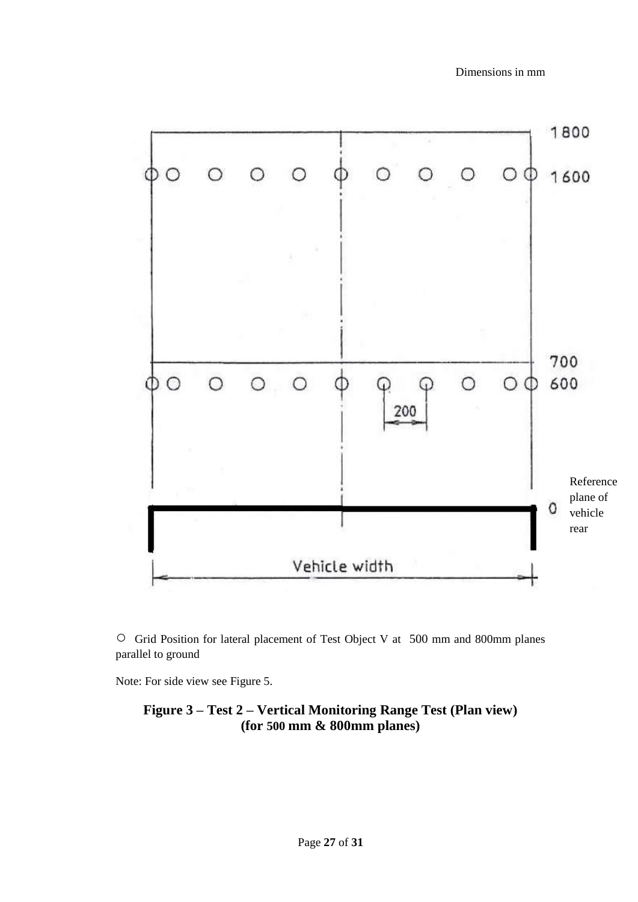Dimensions in mm

1800

1600

700

600

200

Reference plane of vehicle rear

0

Vehicle width

○ Grid Position for lateral placement of Test Object V at 500 mm and 800mm planes parallel to ground

Note: For side view see Figure 5.

**Figure 3 – Test 2 – Vertical Monitoring Range Test (Plan view) (for 500 mm & 800mm planes)**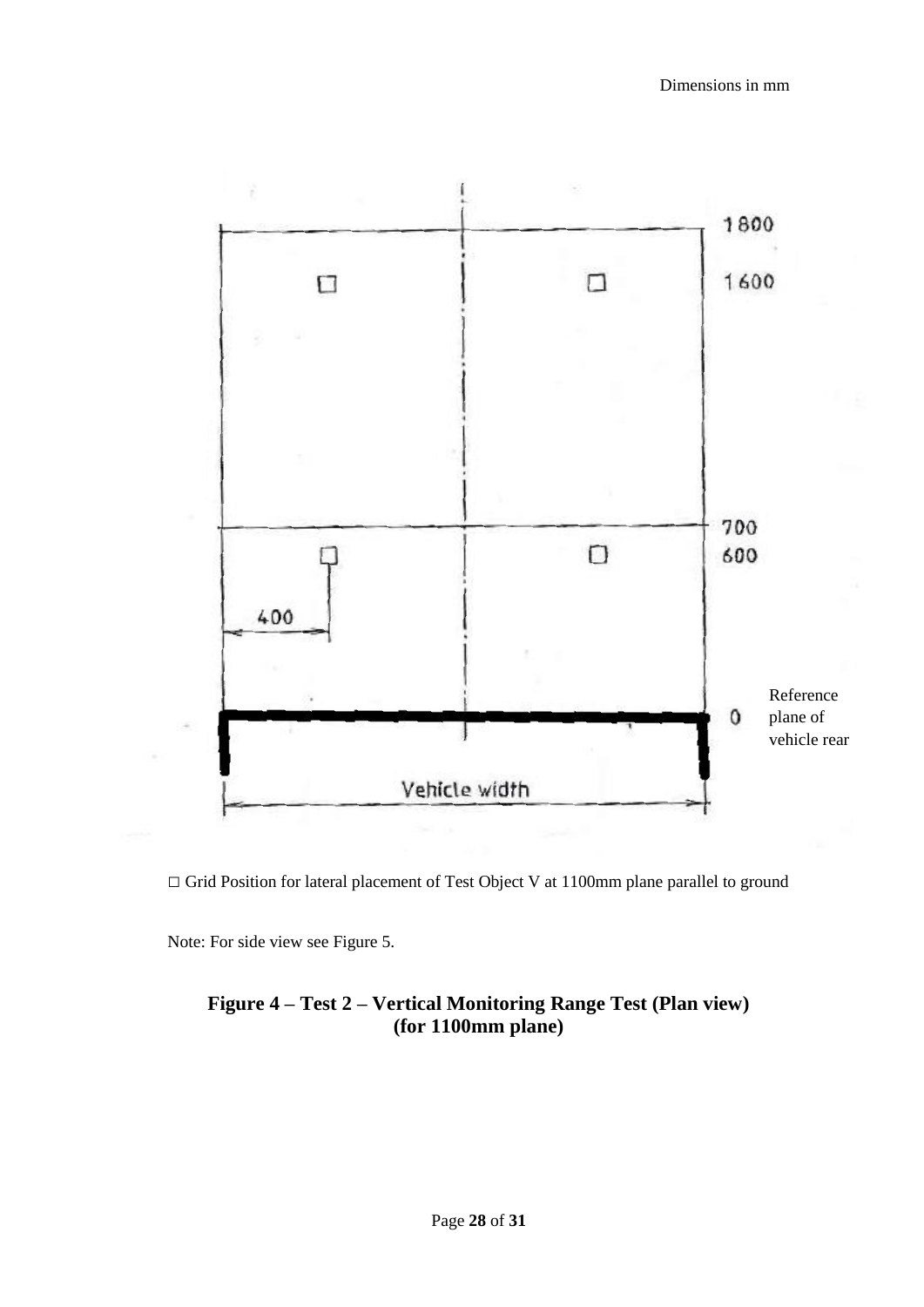Dimensions in mm

1800

1600

700

600

400

0

Reference plane of vehicle rear

Vehicle width

□ Grid Position for lateral placement of Test Object V at 1100mm plane parallel to ground

Note: For side view see Figure 5.

**Figure 4 – Test 2 – Vertical Monitoring Range Test (Plan view) (for 1100mm plane)**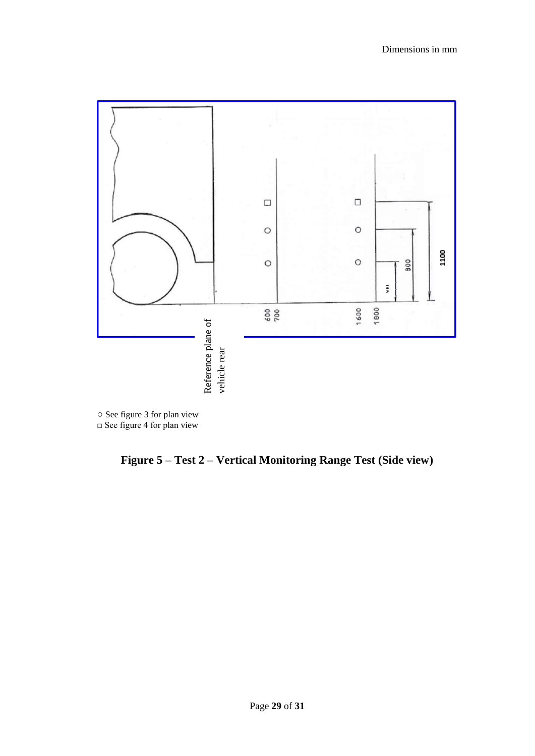Dimensions in mm

○ See figure 3 for plan view
□ See figure 4 for plan view

**Figure 5 – Test 2 – Vertical Monitoring Range Test (Side view)**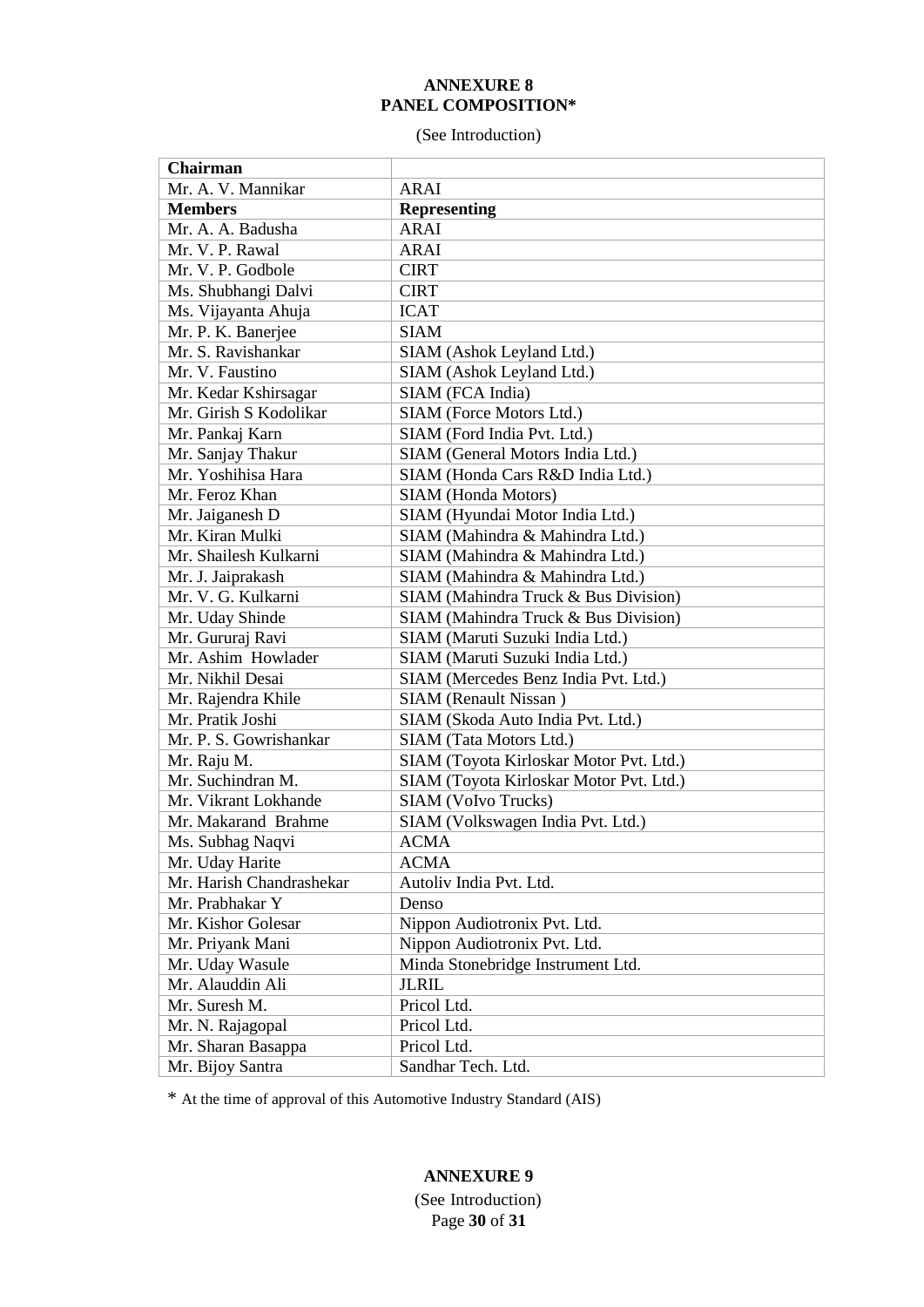**ANNEXURE 8**
**PANEL COMPOSITION***

(See Introduction)

| **Chairman** | |
|---|---|
| Mr. A. V. Mannikar | ARAI |
| **Members** | **Representing** |
| Mr. A. A. Badusha | ARAI |
| Mr. V. P. Rawal | ARAI |
| Mr. V. P. Godbole | CIRT |
| Ms. Shubhangi Dalvi | CIRT |
| Ms. Vijayanta Ahuja | ICAT |
| Mr. P. K. Banerjee | SIAM |
| Mr. S. Ravishankar | SIAM (Ashok Leyland Ltd.) |
| Mr. V. Faustino | SIAM (Ashok Leyland Ltd.) |
| Mr. Kedar Kshirsagar | SIAM (FCA India) |
| Mr. Girish S Kodolikar | SIAM (Force Motors Ltd.) |
| Mr. Pankaj Karn | SIAM (Ford India Pvt. Ltd.) |
| Mr. Sanjay Thakur | SIAM (General Motors India Ltd.) |
| Mr. Yoshihisa Hara | SIAM (Honda Cars R&D India Ltd.) |
| Mr. Feroz Khan | SIAM (Honda Motors) |
| Mr. Jaiganesh D | SIAM (Hyundai Motor India Ltd.) |
| Mr. Kiran Mulki | SIAM (Mahindra & Mahindra Ltd.) |
| Mr. Shailesh Kulkarni | SIAM (Mahindra & Mahindra Ltd.) |
| Mr. J. Jaiprakash | SIAM (Mahindra & Mahindra Ltd.) |
| Mr. V. G. Kulkarni | SIAM (Mahindra Truck & Bus Division) |
| Mr. Uday Shinde | SIAM (Mahindra Truck & Bus Division) |
| Mr. Gururaj Ravi | SIAM (Maruti Suzuki India Ltd.) |
| Mr. Ashim Howlader | SIAM (Maruti Suzuki India Ltd.) |
| Mr. Nikhil Desai | SIAM (Mercedes Benz India Pvt. Ltd.) |
| Mr. Rajendra Khile | SIAM (Renault Nissan ) |
| Mr. Pratik Joshi | SIAM (Skoda Auto India Pvt. Ltd.) |
| Mr. P. S. Gowrishankar | SIAM (Tata Motors Ltd.) |
| Mr. Raju M. | SIAM (Toyota Kirloskar Motor Pvt. Ltd.) |
| Mr. Suchindran M. | SIAM (Toyota Kirloskar Motor Pvt. Ltd.) |
| Mr. Vikrant Lokhande | SIAM (Volvo Trucks) |
| Mr. Makarand Brahme | SIAM (Volkswagen India Pvt. Ltd.) |
| Ms. Subhag Naqvi | ACMA |
| Mr. Uday Harite | ACMA |
| Mr. Harish Chandrashekar | Autoliv India Pvt. Ltd. |
| Mr. Prabhakar Y | Denso |
| Mr. Kishor Golesar | Nippon Audiotronix Pvt. Ltd. |
| Mr. Priyank Mani | Nippon Audiotronix Pvt. Ltd. |
| Mr. Uday Wasule | Minda Stonebridge Instrument Ltd. |
| Mr. Alauddin Ali | JLRIL |
| Mr. Suresh M. | Pricol Ltd. |
| Mr. N. Rajagopal | Pricol Ltd. |
| Mr. Sharan Basappa | Pricol Ltd. |
| Mr. Bijoy Santra | Sandhar Tech. Ltd. |

\* At the time of approval of this Automotive Industry Standard (AIS)

**ANNEXURE 9**

(See Introduction)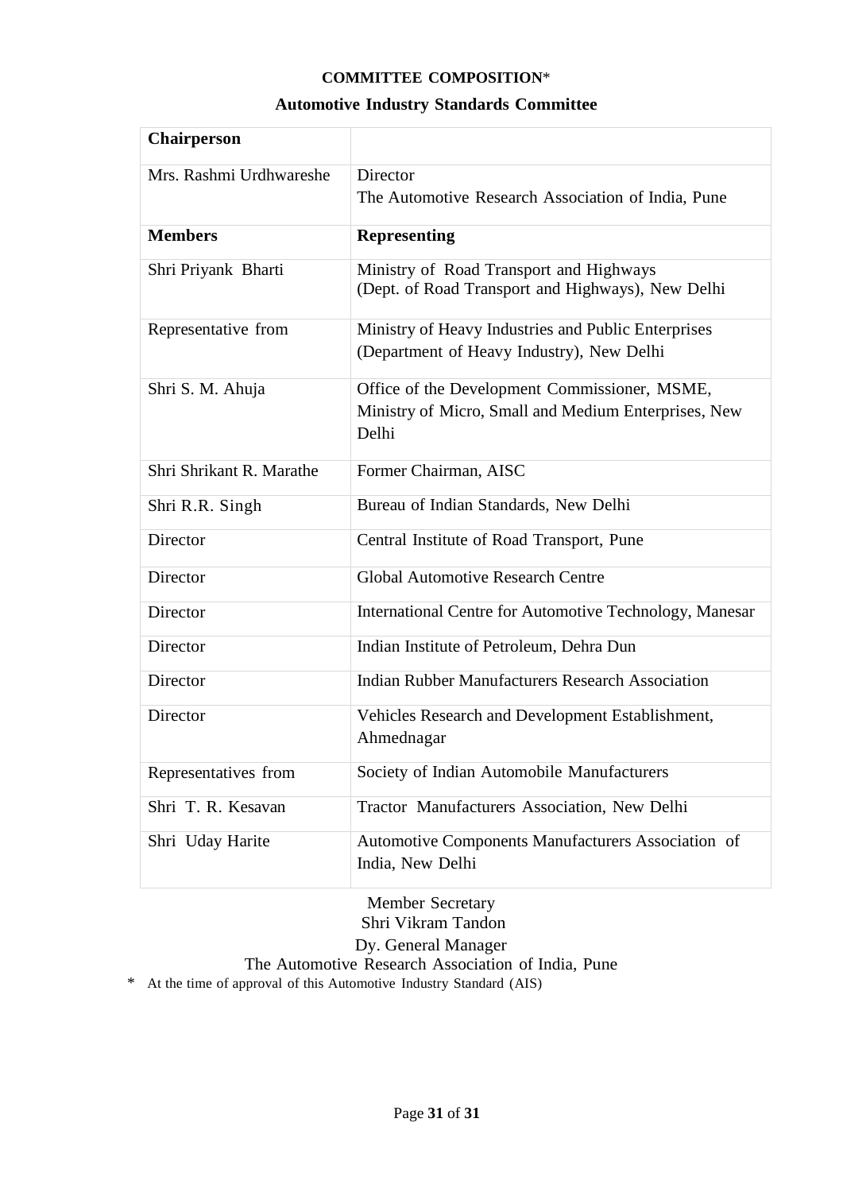**COMMITTEE COMPOSITION***

**Automotive Industry Standards Committee**

| | |
|---|---|
| **Chairperson** | |
| Mrs. Rashmi Urdhwareshe | Director<br>The Automotive Research Association of India, Pune |
| **Members** | **Representing** |
| Shri Priyank Bharti | Ministry of Road Transport and Highways<br>(Dept. of Road Transport and Highways), New Delhi |
| Representative from | Ministry of Heavy Industries and Public Enterprises<br>(Department of Heavy Industry), New Delhi |
| Shri S. M. Ahuja | Office of the Development Commissioner, MSME,<br>Ministry of Micro, Small and Medium Enterprises, New Delhi |
| Shri Shrikant R. Marathe | Former Chairman, AISC |
| Shri R.R. Singh | Bureau of Indian Standards, New Delhi |
| Director | Central Institute of Road Transport, Pune |
| Director | Global Automotive Research Centre |
| Director | International Centre for Automotive Technology, Manesar |
| Director | Indian Institute of Petroleum, Dehra Dun |
| Director | Indian Rubber Manufacturers Research Association |
| Director | Vehicles Research and Development Establishment,<br>Ahmednagar |
| Representatives from | Society of Indian Automobile Manufacturers |
| Shri T. R. Kesavan | Tractor Manufacturers Association, New Delhi |
| Shri Uday Harite | Automotive Components Manufacturers Association of India, New Delhi |

Member Secretary
Shri Vikram Tandon
Dy. General Manager
The Automotive Research Association of India, Pune

\* At the time of approval of this Automotive Industry Standard (AIS)